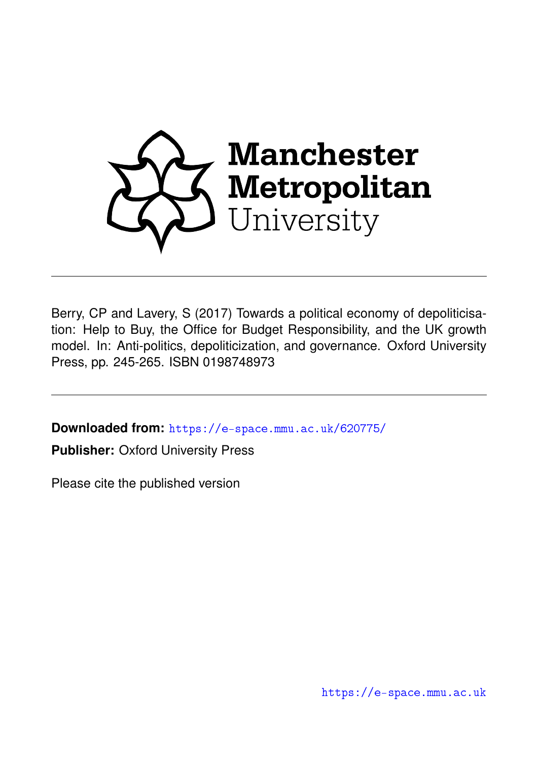Manchester Metropolitan University

Berry, CP and Lavery, S (2017) Towards a political economy of depoliticisation: Help to Buy, the Office for Budget Responsibility, and the UK growth model. In: Anti-politics, depoliticization, and governance. Oxford University Press, pp. 245-265. ISBN 0198748973

**Downloaded from:** https://e-space.mmu.ac.uk/620775/

**Publisher:** Oxford University Press

Please cite the published version

https://e-space.mmu.ac.uk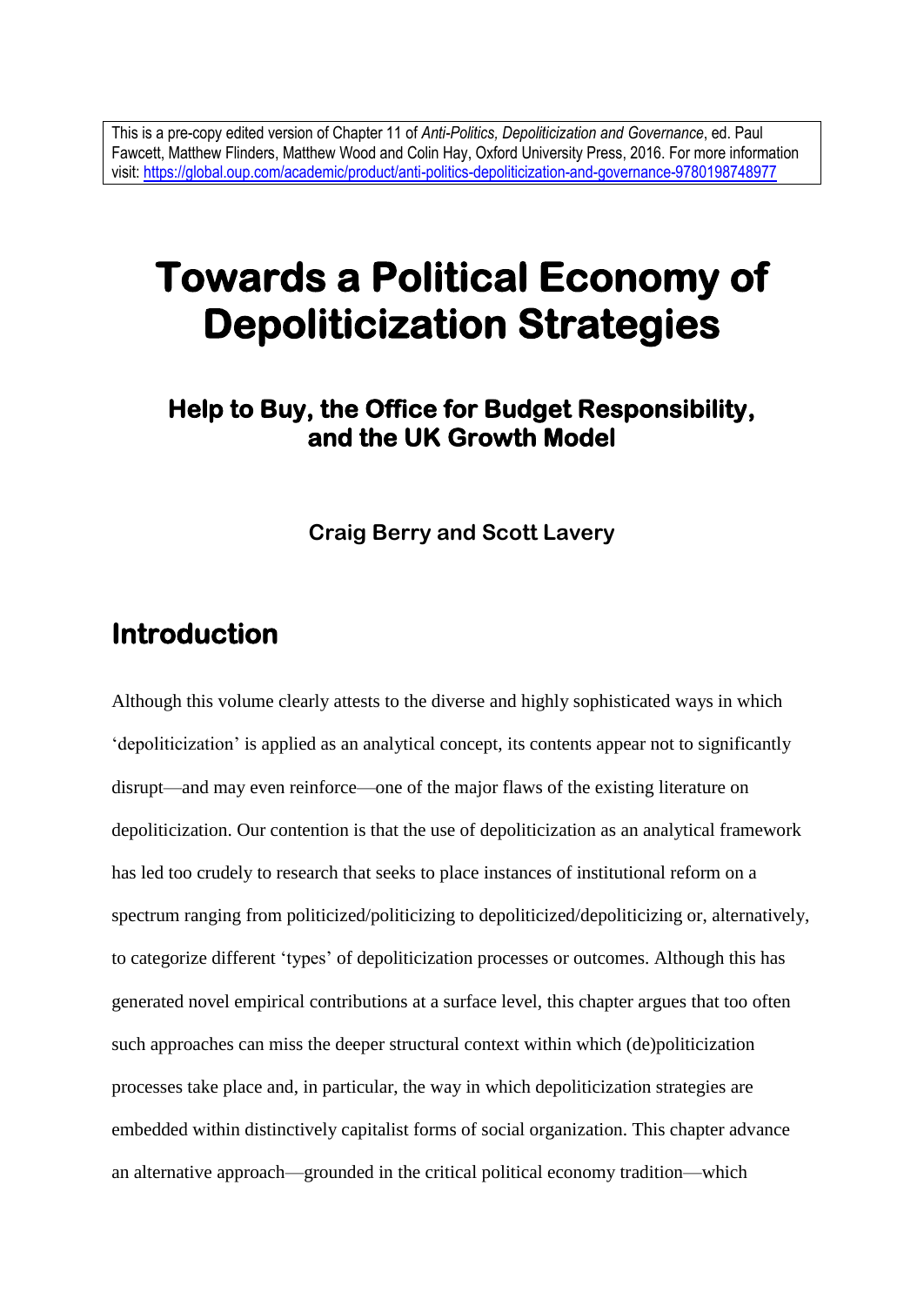This is a pre-copy edited version of Chapter 11 of *Anti-Politics, Depoliticization and Governance*, ed. Paul Fawcett, Matthew Flinders, Matthew Wood and Colin Hay, Oxford University Press, 2016. For more information visit: https://global.oup.com/academic/product/anti-politics-depoliticization-and-governance-9780198748977

# Towards a Political Economy of Depoliticization Strategies

## Help to Buy, the Office for Budget Responsibility, and the UK Growth Model

**Craig Berry and Scott Lavery**

## Introduction

Although this volume clearly attests to the diverse and highly sophisticated ways in which 'depoliticization' is applied as an analytical concept, its contents appear not to significantly disrupt—and may even reinforce—one of the major flaws of the existing literature on depoliticization. Our contention is that the use of depoliticization as an analytical framework has led too crudely to research that seeks to place instances of institutional reform on a spectrum ranging from politicized/politicizing to depoliticized/depoliticizing or, alternatively, to categorize different 'types' of depoliticization processes or outcomes. Although this has generated novel empirical contributions at a surface level, this chapter argues that too often such approaches can miss the deeper structural context within which (de)politicization processes take place and, in particular, the way in which depoliticization strategies are embedded within distinctively capitalist forms of social organization. This chapter advance an alternative approach—grounded in the critical political economy tradition—which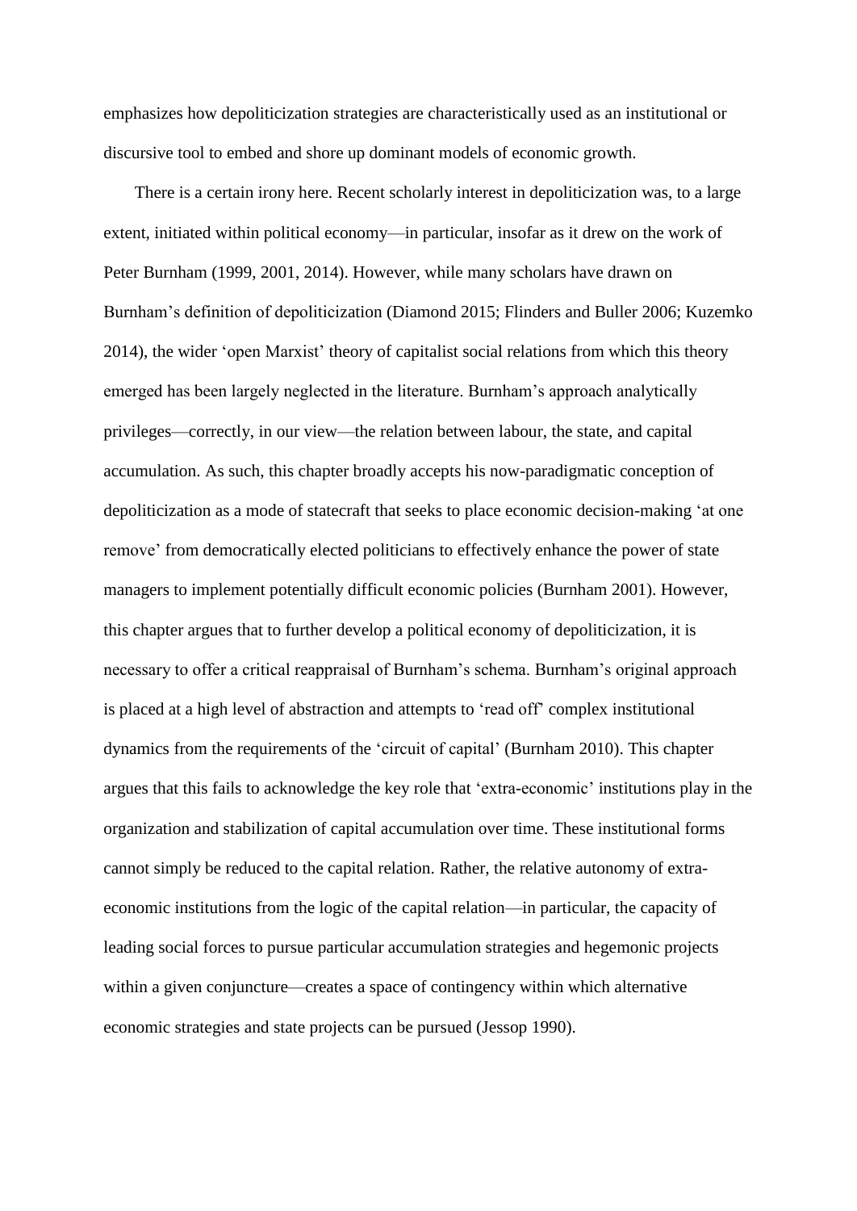emphasizes how depoliticization strategies are characteristically used as an institutional or discursive tool to embed and shore up dominant models of economic growth.

There is a certain irony here. Recent scholarly interest in depoliticization was, to a large extent, initiated within political economy—in particular, insofar as it drew on the work of Peter Burnham (1999, 2001, 2014). However, while many scholars have drawn on Burnham's definition of depoliticization (Diamond 2015; Flinders and Buller 2006; Kuzemko 2014), the wider 'open Marxist' theory of capitalist social relations from which this theory emerged has been largely neglected in the literature. Burnham's approach analytically privileges—correctly, in our view—the relation between labour, the state, and capital accumulation. As such, this chapter broadly accepts his now-paradigmatic conception of depoliticization as a mode of statecraft that seeks to place economic decision-making 'at one remove' from democratically elected politicians to effectively enhance the power of state managers to implement potentially difficult economic policies (Burnham 2001). However, this chapter argues that to further develop a political economy of depoliticization, it is necessary to offer a critical reappraisal of Burnham's schema. Burnham's original approach is placed at a high level of abstraction and attempts to 'read off' complex institutional dynamics from the requirements of the 'circuit of capital' (Burnham 2010). This chapter argues that this fails to acknowledge the key role that 'extra-economic' institutions play in the organization and stabilization of capital accumulation over time. These institutional forms cannot simply be reduced to the capital relation. Rather, the relative autonomy of extra-economic institutions from the logic of the capital relation—in particular, the capacity of leading social forces to pursue particular accumulation strategies and hegemonic projects within a given conjuncture—creates a space of contingency within which alternative economic strategies and state projects can be pursued (Jessop 1990).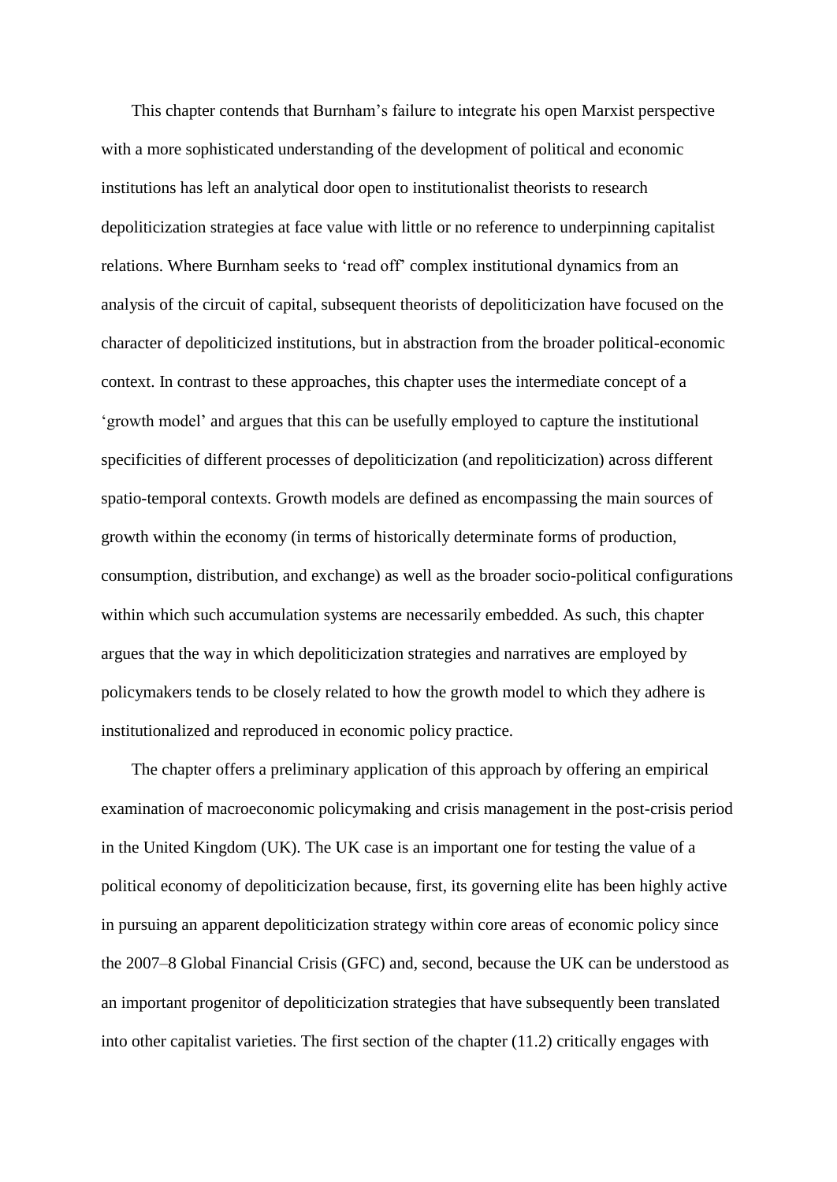This chapter contends that Burnham's failure to integrate his open Marxist perspective with a more sophisticated understanding of the development of political and economic institutions has left an analytical door open to institutionalist theorists to research depoliticization strategies at face value with little or no reference to underpinning capitalist relations. Where Burnham seeks to 'read off' complex institutional dynamics from an analysis of the circuit of capital, subsequent theorists of depoliticization have focused on the character of depoliticized institutions, but in abstraction from the broader political-economic context. In contrast to these approaches, this chapter uses the intermediate concept of a 'growth model' and argues that this can be usefully employed to capture the institutional specificities of different processes of depoliticization (and repoliticization) across different spatio-temporal contexts. Growth models are defined as encompassing the main sources of growth within the economy (in terms of historically determinate forms of production, consumption, distribution, and exchange) as well as the broader socio-political configurations within which such accumulation systems are necessarily embedded. As such, this chapter argues that the way in which depoliticization strategies and narratives are employed by policymakers tends to be closely related to how the growth model to which they adhere is institutionalized and reproduced in economic policy practice.

The chapter offers a preliminary application of this approach by offering an empirical examination of macroeconomic policymaking and crisis management in the post-crisis period in the United Kingdom (UK). The UK case is an important one for testing the value of a political economy of depoliticization because, first, its governing elite has been highly active in pursuing an apparent depoliticization strategy within core areas of economic policy since the 2007–8 Global Financial Crisis (GFC) and, second, because the UK can be understood as an important progenitor of depoliticization strategies that have subsequently been translated into other capitalist varieties. The first section of the chapter (11.2) critically engages with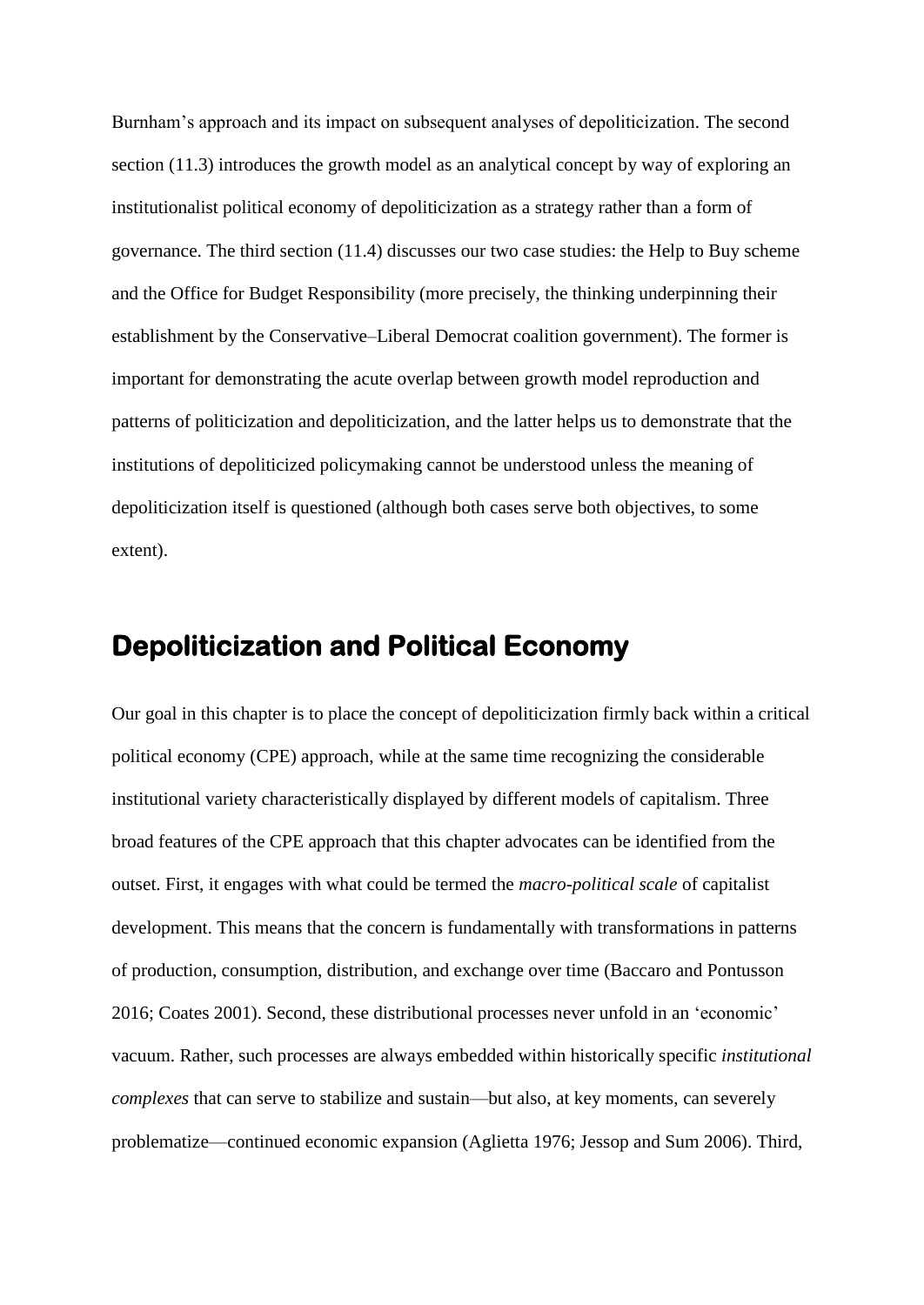Burnham's approach and its impact on subsequent analyses of depoliticization. The second section (11.3) introduces the growth model as an analytical concept by way of exploring an institutionalist political economy of depoliticization as a strategy rather than a form of governance. The third section (11.4) discusses our two case studies: the Help to Buy scheme and the Office for Budget Responsibility (more precisely, the thinking underpinning their establishment by the Conservative–Liberal Democrat coalition government). The former is important for demonstrating the acute overlap between growth model reproduction and patterns of politicization and depoliticization, and the latter helps us to demonstrate that the institutions of depoliticized policymaking cannot be understood unless the meaning of depoliticization itself is questioned (although both cases serve both objectives, to some extent).

## Depoliticization and Political Economy

Our goal in this chapter is to place the concept of depoliticization firmly back within a critical political economy (CPE) approach, while at the same time recognizing the considerable institutional variety characteristically displayed by different models of capitalism. Three broad features of the CPE approach that this chapter advocates can be identified from the outset. First, it engages with what could be termed the *macro-political scale* of capitalist development. This means that the concern is fundamentally with transformations in patterns of production, consumption, distribution, and exchange over time (Baccaro and Pontusson 2016; Coates 2001). Second, these distributional processes never unfold in an 'economic' vacuum. Rather, such processes are always embedded within historically specific *institutional complexes* that can serve to stabilize and sustain—but also, at key moments, can severely problematize—continued economic expansion (Aglietta 1976; Jessop and Sum 2006). Third,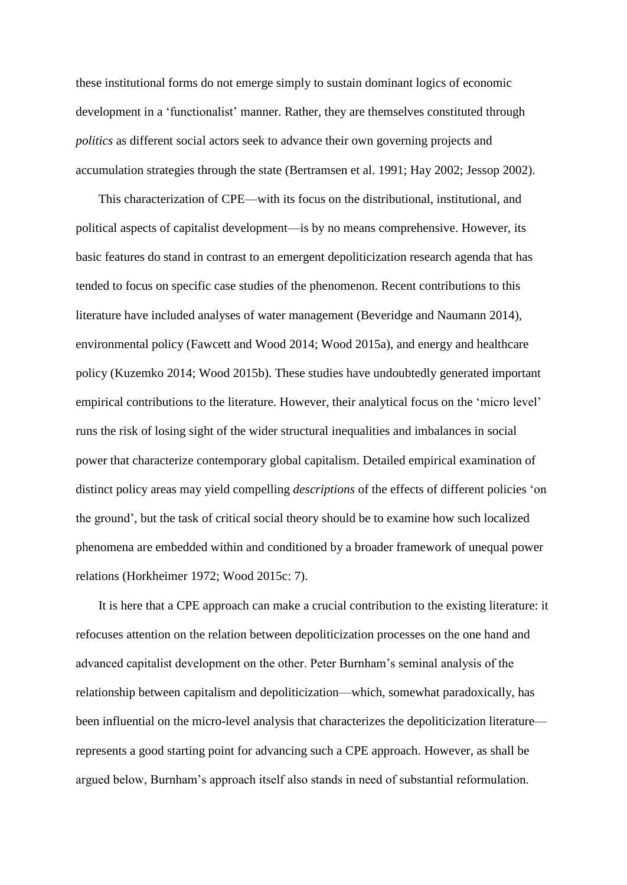these institutional forms do not emerge simply to sustain dominant logics of economic development in a 'functionalist' manner. Rather, they are themselves constituted through *politics* as different social actors seek to advance their own governing projects and accumulation strategies through the state (Bertramsen et al. 1991; Hay 2002; Jessop 2002).

This characterization of CPE—with its focus on the distributional, institutional, and political aspects of capitalist development—is by no means comprehensive. However, its basic features do stand in contrast to an emergent depoliticization research agenda that has tended to focus on specific case studies of the phenomenon. Recent contributions to this literature have included analyses of water management (Beveridge and Naumann 2014), environmental policy (Fawcett and Wood 2014; Wood 2015a), and energy and healthcare policy (Kuzemko 2014; Wood 2015b). These studies have undoubtedly generated important empirical contributions to the literature. However, their analytical focus on the 'micro level' runs the risk of losing sight of the wider structural inequalities and imbalances in social power that characterize contemporary global capitalism. Detailed empirical examination of distinct policy areas may yield compelling *descriptions* of the effects of different policies 'on the ground', but the task of critical social theory should be to examine how such localized phenomena are embedded within and conditioned by a broader framework of unequal power relations (Horkheimer 1972; Wood 2015c: 7).

It is here that a CPE approach can make a crucial contribution to the existing literature: it refocuses attention on the relation between depoliticization processes on the one hand and advanced capitalist development on the other. Peter Burnham's seminal analysis of the relationship between capitalism and depoliticization—which, somewhat paradoxically, has been influential on the micro-level analysis that characterizes the depoliticization literature—represents a good starting point for advancing such a CPE approach. However, as shall be argued below, Burnham's approach itself also stands in need of substantial reformulation.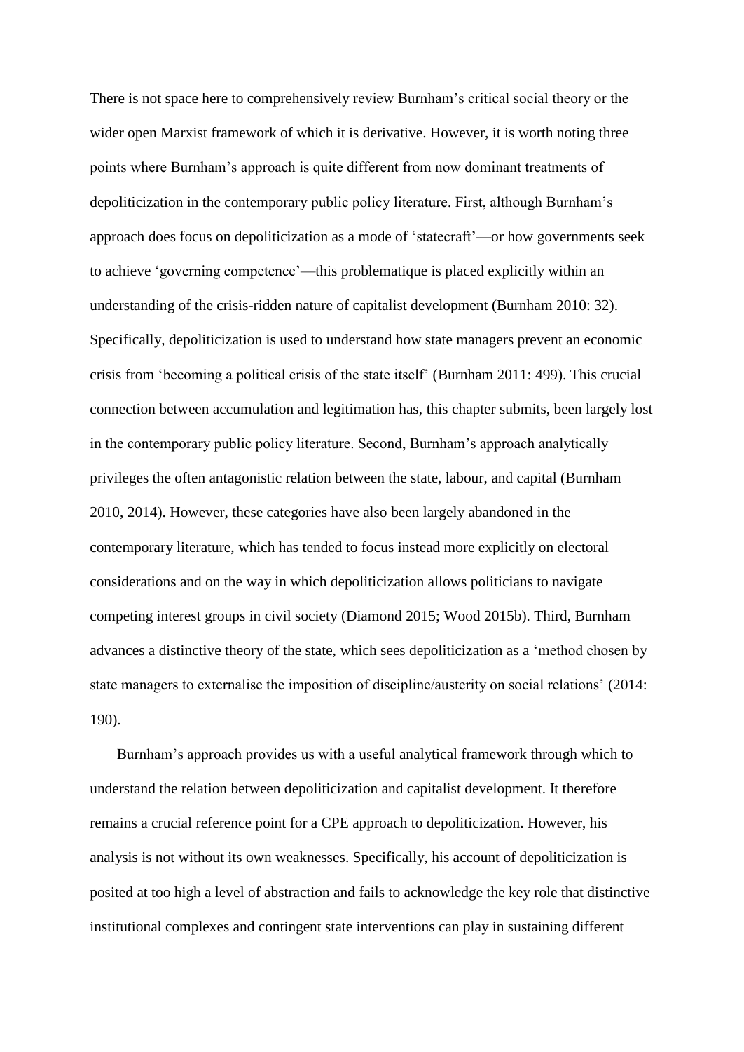There is not space here to comprehensively review Burnham's critical social theory or the wider open Marxist framework of which it is derivative. However, it is worth noting three points where Burnham's approach is quite different from now dominant treatments of depoliticization in the contemporary public policy literature. First, although Burnham's approach does focus on depoliticization as a mode of 'statecraft'—or how governments seek to achieve 'governing competence'—this problematique is placed explicitly within an understanding of the crisis-ridden nature of capitalist development (Burnham 2010: 32). Specifically, depoliticization is used to understand how state managers prevent an economic crisis from 'becoming a political crisis of the state itself' (Burnham 2011: 499). This crucial connection between accumulation and legitimation has, this chapter submits, been largely lost in the contemporary public policy literature. Second, Burnham's approach analytically privileges the often antagonistic relation between the state, labour, and capital (Burnham 2010, 2014). However, these categories have also been largely abandoned in the contemporary literature, which has tended to focus instead more explicitly on electoral considerations and on the way in which depoliticization allows politicians to navigate competing interest groups in civil society (Diamond 2015; Wood 2015b). Third, Burnham advances a distinctive theory of the state, which sees depoliticization as a 'method chosen by state managers to externalise the imposition of discipline/austerity on social relations' (2014: 190).

Burnham's approach provides us with a useful analytical framework through which to understand the relation between depoliticization and capitalist development. It therefore remains a crucial reference point for a CPE approach to depoliticization. However, his analysis is not without its own weaknesses. Specifically, his account of depoliticization is posited at too high a level of abstraction and fails to acknowledge the key role that distinctive institutional complexes and contingent state interventions can play in sustaining different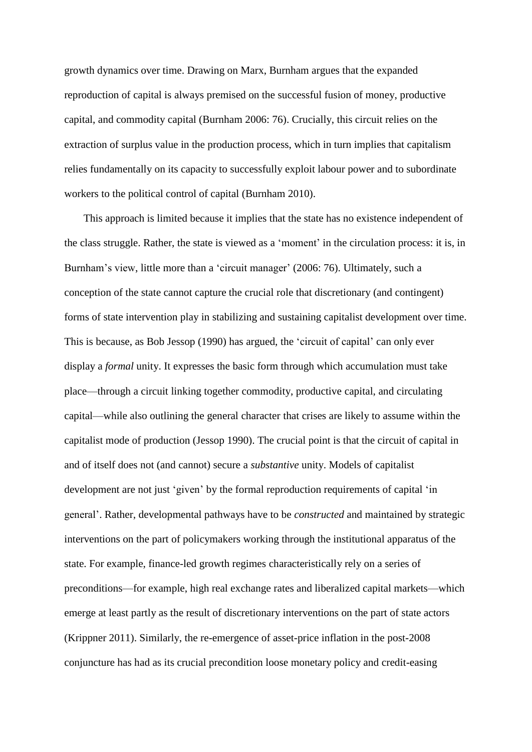growth dynamics over time. Drawing on Marx, Burnham argues that the expanded reproduction of capital is always premised on the successful fusion of money, productive capital, and commodity capital (Burnham 2006: 76). Crucially, this circuit relies on the extraction of surplus value in the production process, which in turn implies that capitalism relies fundamentally on its capacity to successfully exploit labour power and to subordinate workers to the political control of capital (Burnham 2010).

This approach is limited because it implies that the state has no existence independent of the class struggle. Rather, the state is viewed as a 'moment' in the circulation process: it is, in Burnham's view, little more than a 'circuit manager' (2006: 76). Ultimately, such a conception of the state cannot capture the crucial role that discretionary (and contingent) forms of state intervention play in stabilizing and sustaining capitalist development over time. This is because, as Bob Jessop (1990) has argued, the 'circuit of capital' can only ever display a *formal* unity. It expresses the basic form through which accumulation must take place—through a circuit linking together commodity, productive capital, and circulating capital—while also outlining the general character that crises are likely to assume within the capitalist mode of production (Jessop 1990). The crucial point is that the circuit of capital in and of itself does not (and cannot) secure a *substantive* unity. Models of capitalist development are not just 'given' by the formal reproduction requirements of capital 'in general'. Rather, developmental pathways have to be *constructed* and maintained by strategic interventions on the part of policymakers working through the institutional apparatus of the state. For example, finance-led growth regimes characteristically rely on a series of preconditions—for example, high real exchange rates and liberalized capital markets—which emerge at least partly as the result of discretionary interventions on the part of state actors (Krippner 2011). Similarly, the re-emergence of asset-price inflation in the post-2008 conjuncture has had as its crucial precondition loose monetary policy and credit-easing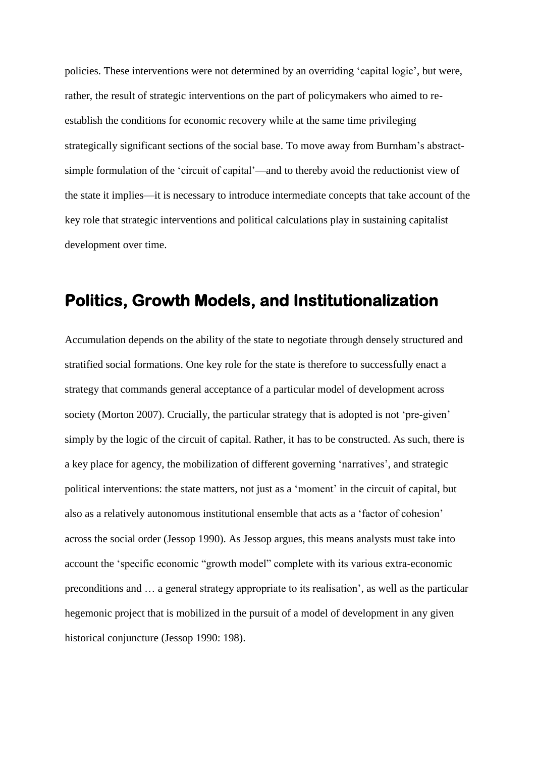policies. These interventions were not determined by an overriding 'capital logic', but were, rather, the result of strategic interventions on the part of policymakers who aimed to re-establish the conditions for economic recovery while at the same time privileging strategically significant sections of the social base. To move away from Burnham's abstract-simple formulation of the 'circuit of capital'—and to thereby avoid the reductionist view of the state it implies—it is necessary to introduce intermediate concepts that take account of the key role that strategic interventions and political calculations play in sustaining capitalist development over time.

## Politics, Growth Models, and Institutionalization

Accumulation depends on the ability of the state to negotiate through densely structured and stratified social formations. One key role for the state is therefore to successfully enact a strategy that commands general acceptance of a particular model of development across society (Morton 2007). Crucially, the particular strategy that is adopted is not 'pre-given' simply by the logic of the circuit of capital. Rather, it has to be constructed. As such, there is a key place for agency, the mobilization of different governing 'narratives', and strategic political interventions: the state matters, not just as a 'moment' in the circuit of capital, but also as a relatively autonomous institutional ensemble that acts as a 'factor of cohesion' across the social order (Jessop 1990). As Jessop argues, this means analysts must take into account the 'specific economic "growth model" complete with its various extra-economic preconditions and … a general strategy appropriate to its realisation', as well as the particular hegemonic project that is mobilized in the pursuit of a model of development in any given historical conjuncture (Jessop 1990: 198).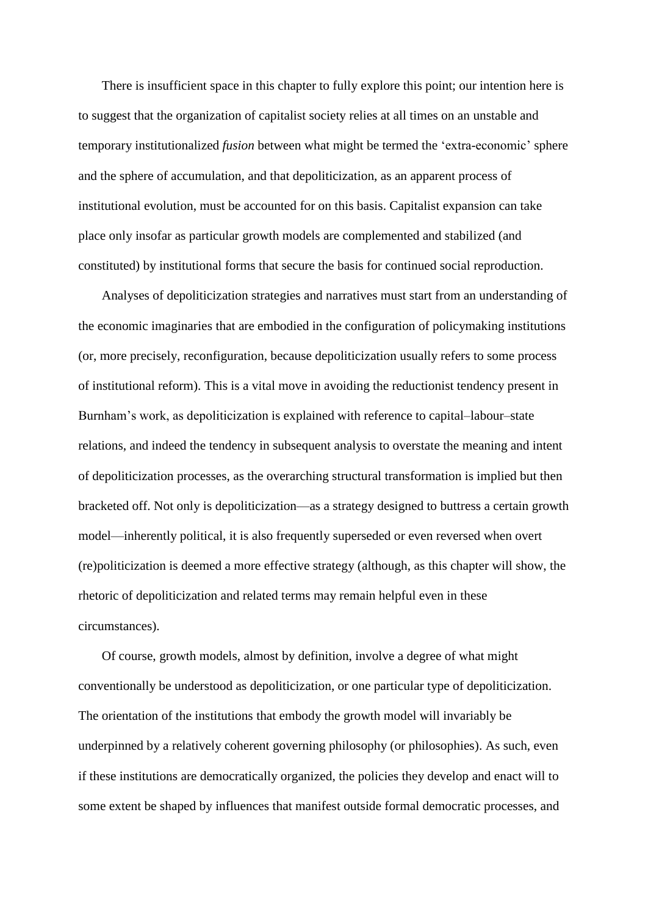There is insufficient space in this chapter to fully explore this point; our intention here is to suggest that the organization of capitalist society relies at all times on an unstable and temporary institutionalized *fusion* between what might be termed the 'extra-economic' sphere and the sphere of accumulation, and that depoliticization, as an apparent process of institutional evolution, must be accounted for on this basis. Capitalist expansion can take place only insofar as particular growth models are complemented and stabilized (and constituted) by institutional forms that secure the basis for continued social reproduction.

Analyses of depoliticization strategies and narratives must start from an understanding of the economic imaginaries that are embodied in the configuration of policymaking institutions (or, more precisely, reconfiguration, because depoliticization usually refers to some process of institutional reform). This is a vital move in avoiding the reductionist tendency present in Burnham's work, as depoliticization is explained with reference to capital–labour–state relations, and indeed the tendency in subsequent analysis to overstate the meaning and intent of depoliticization processes, as the overarching structural transformation is implied but then bracketed off. Not only is depoliticization—as a strategy designed to buttress a certain growth model—inherently political, it is also frequently superseded or even reversed when overt (re)politicization is deemed a more effective strategy (although, as this chapter will show, the rhetoric of depoliticization and related terms may remain helpful even in these circumstances).

Of course, growth models, almost by definition, involve a degree of what might conventionally be understood as depoliticization, or one particular type of depoliticization. The orientation of the institutions that embody the growth model will invariably be underpinned by a relatively coherent governing philosophy (or philosophies). As such, even if these institutions are democratically organized, the policies they develop and enact will to some extent be shaped by influences that manifest outside formal democratic processes, and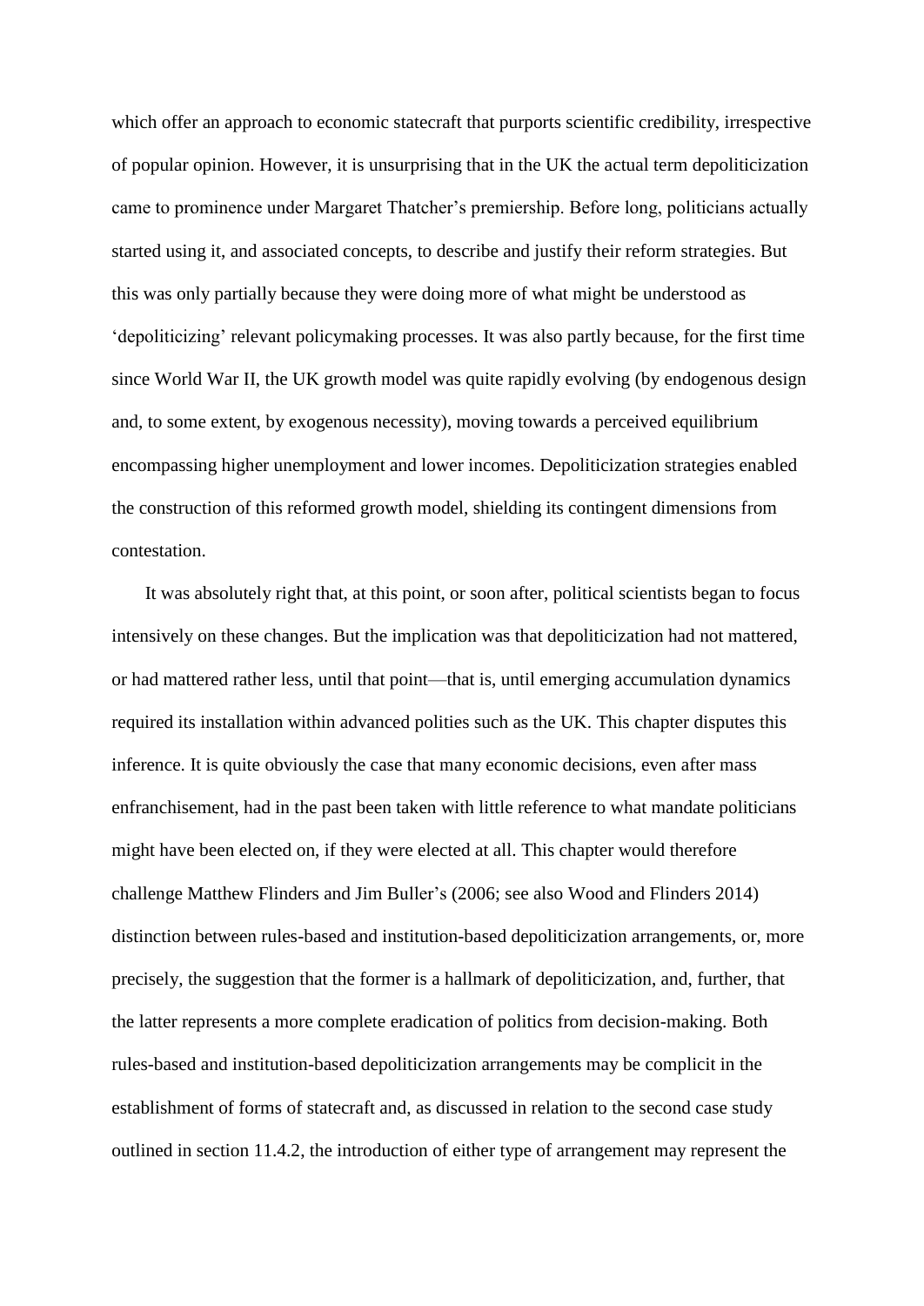which offer an approach to economic statecraft that purports scientific credibility, irrespective of popular opinion. However, it is unsurprising that in the UK the actual term depoliticization came to prominence under Margaret Thatcher's premiership. Before long, politicians actually started using it, and associated concepts, to describe and justify their reform strategies. But this was only partially because they were doing more of what might be understood as 'depoliticizing' relevant policymaking processes. It was also partly because, for the first time since World War II, the UK growth model was quite rapidly evolving (by endogenous design and, to some extent, by exogenous necessity), moving towards a perceived equilibrium encompassing higher unemployment and lower incomes. Depoliticization strategies enabled the construction of this reformed growth model, shielding its contingent dimensions from contestation.

It was absolutely right that, at this point, or soon after, political scientists began to focus intensively on these changes. But the implication was that depoliticization had not mattered, or had mattered rather less, until that point—that is, until emerging accumulation dynamics required its installation within advanced polities such as the UK. This chapter disputes this inference. It is quite obviously the case that many economic decisions, even after mass enfranchisement, had in the past been taken with little reference to what mandate politicians might have been elected on, if they were elected at all. This chapter would therefore challenge Matthew Flinders and Jim Buller's (2006; see also Wood and Flinders 2014) distinction between rules-based and institution-based depoliticization arrangements, or, more precisely, the suggestion that the former is a hallmark of depoliticization, and, further, that the latter represents a more complete eradication of politics from decision-making. Both rules-based and institution-based depoliticization arrangements may be complicit in the establishment of forms of statecraft and, as discussed in relation to the second case study outlined in section 11.4.2, the introduction of either type of arrangement may represent the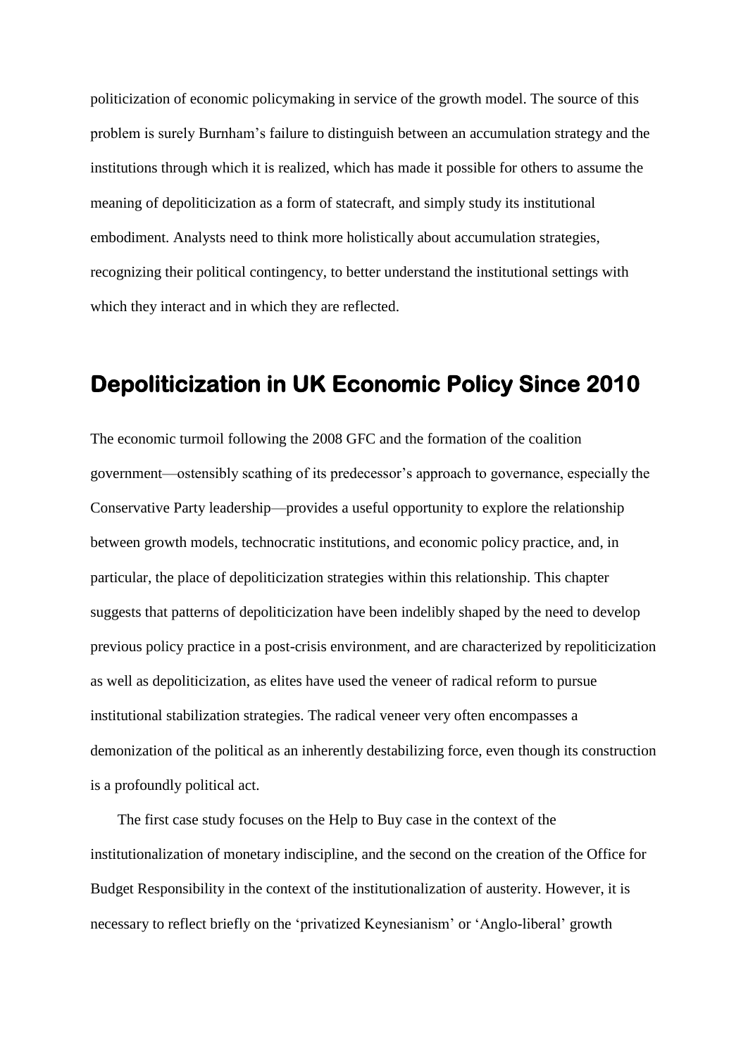politicization of economic policymaking in service of the growth model. The source of this problem is surely Burnham's failure to distinguish between an accumulation strategy and the institutions through which it is realized, which has made it possible for others to assume the meaning of depoliticization as a form of statecraft, and simply study its institutional embodiment. Analysts need to think more holistically about accumulation strategies, recognizing their political contingency, to better understand the institutional settings with which they interact and in which they are reflected.

## Depoliticization in UK Economic Policy Since 2010

The economic turmoil following the 2008 GFC and the formation of the coalition government—ostensibly scathing of its predecessor's approach to governance, especially the Conservative Party leadership—provides a useful opportunity to explore the relationship between growth models, technocratic institutions, and economic policy practice, and, in particular, the place of depoliticization strategies within this relationship. This chapter suggests that patterns of depoliticization have been indelibly shaped by the need to develop previous policy practice in a post-crisis environment, and are characterized by repoliticization as well as depoliticization, as elites have used the veneer of radical reform to pursue institutional stabilization strategies. The radical veneer very often encompasses a demonization of the political as an inherently destabilizing force, even though its construction is a profoundly political act.

The first case study focuses on the Help to Buy case in the context of the institutionalization of monetary indiscipline, and the second on the creation of the Office for Budget Responsibility in the context of the institutionalization of austerity. However, it is necessary to reflect briefly on the 'privatized Keynesianism' or 'Anglo-liberal' growth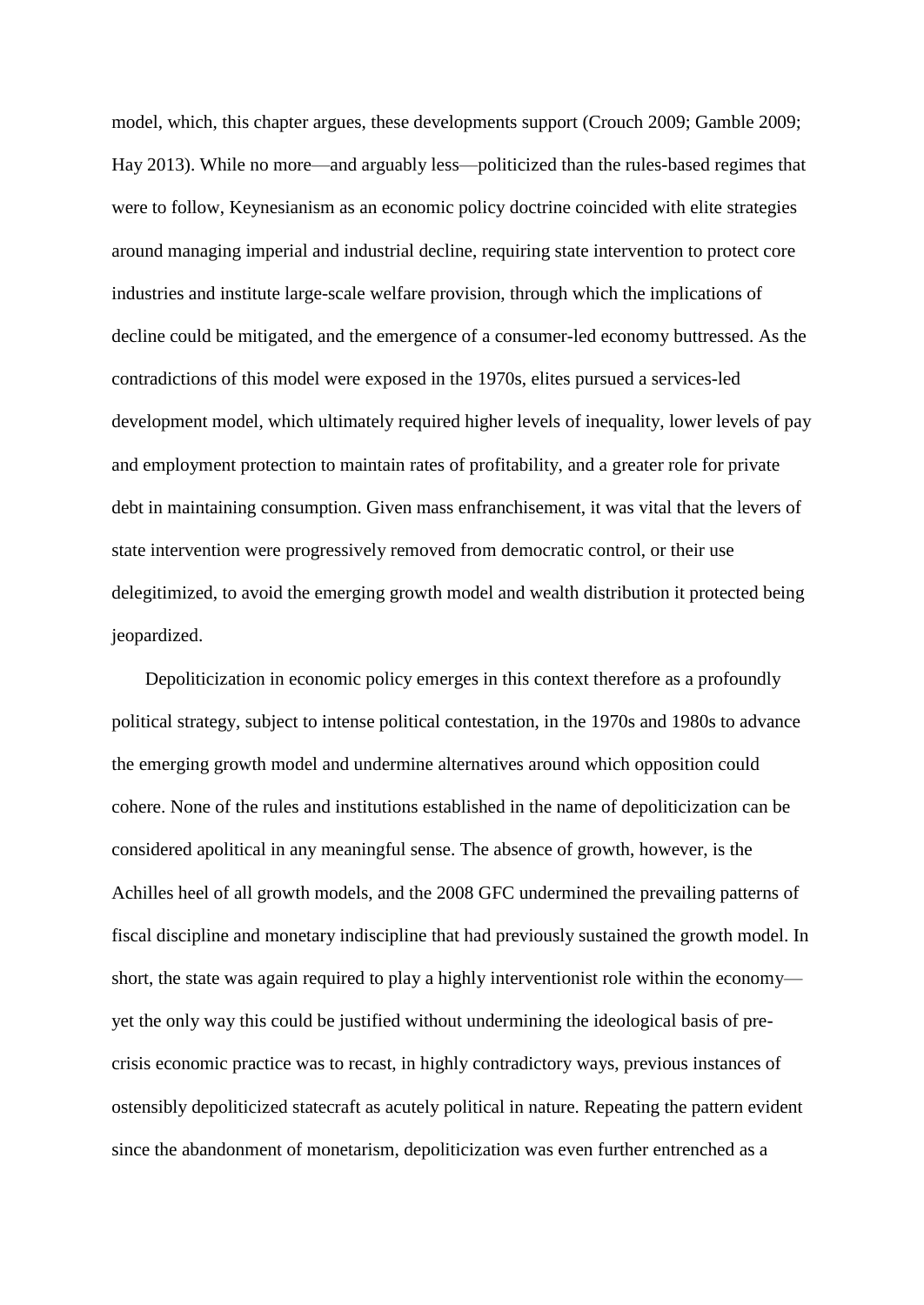model, which, this chapter argues, these developments support (Crouch 2009; Gamble 2009; Hay 2013). While no more—and arguably less—politicized than the rules-based regimes that were to follow, Keynesianism as an economic policy doctrine coincided with elite strategies around managing imperial and industrial decline, requiring state intervention to protect core industries and institute large-scale welfare provision, through which the implications of decline could be mitigated, and the emergence of a consumer-led economy buttressed. As the contradictions of this model were exposed in the 1970s, elites pursued a services-led development model, which ultimately required higher levels of inequality, lower levels of pay and employment protection to maintain rates of profitability, and a greater role for private debt in maintaining consumption. Given mass enfranchisement, it was vital that the levers of state intervention were progressively removed from democratic control, or their use delegitimized, to avoid the emerging growth model and wealth distribution it protected being jeopardized.

Depoliticization in economic policy emerges in this context therefore as a profoundly political strategy, subject to intense political contestation, in the 1970s and 1980s to advance the emerging growth model and undermine alternatives around which opposition could cohere. None of the rules and institutions established in the name of depoliticization can be considered apolitical in any meaningful sense. The absence of growth, however, is the Achilles heel of all growth models, and the 2008 GFC undermined the prevailing patterns of fiscal discipline and monetary indiscipline that had previously sustained the growth model. In short, the state was again required to play a highly interventionist role within the economy—yet the only way this could be justified without undermining the ideological basis of pre-crisis economic practice was to recast, in highly contradictory ways, previous instances of ostensibly depoliticized statecraft as acutely political in nature. Repeating the pattern evident since the abandonment of monetarism, depoliticization was even further entrenched as a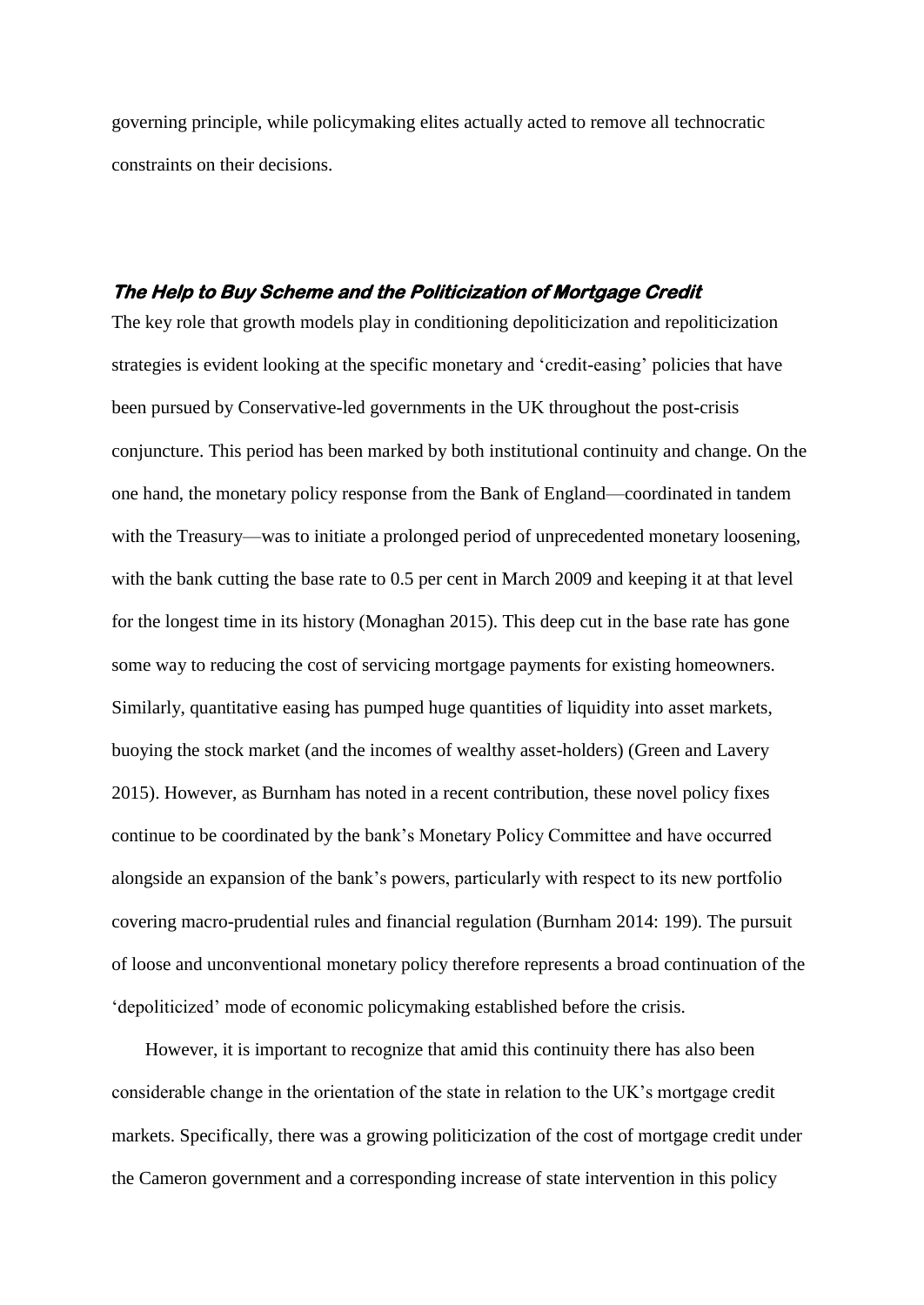governing principle, while policymaking elites actually acted to remove all technocratic constraints on their decisions.

### *The Help to Buy Scheme and the Politicization of Mortgage Credit*

The key role that growth models play in conditioning depoliticization and repoliticization strategies is evident looking at the specific monetary and 'credit-easing' policies that have been pursued by Conservative-led governments in the UK throughout the post-crisis conjuncture. This period has been marked by both institutional continuity and change. On the one hand, the monetary policy response from the Bank of England—coordinated in tandem with the Treasury—was to initiate a prolonged period of unprecedented monetary loosening, with the bank cutting the base rate to 0.5 per cent in March 2009 and keeping it at that level for the longest time in its history (Monaghan 2015). This deep cut in the base rate has gone some way to reducing the cost of servicing mortgage payments for existing homeowners. Similarly, quantitative easing has pumped huge quantities of liquidity into asset markets, buoying the stock market (and the incomes of wealthy asset-holders) (Green and Lavery 2015). However, as Burnham has noted in a recent contribution, these novel policy fixes continue to be coordinated by the bank's Monetary Policy Committee and have occurred alongside an expansion of the bank's powers, particularly with respect to its new portfolio covering macro-prudential rules and financial regulation (Burnham 2014: 199). The pursuit of loose and unconventional monetary policy therefore represents a broad continuation of the 'depoliticized' mode of economic policymaking established before the crisis.

However, it is important to recognize that amid this continuity there has also been considerable change in the orientation of the state in relation to the UK's mortgage credit markets. Specifically, there was a growing politicization of the cost of mortgage credit under the Cameron government and a corresponding increase of state intervention in this policy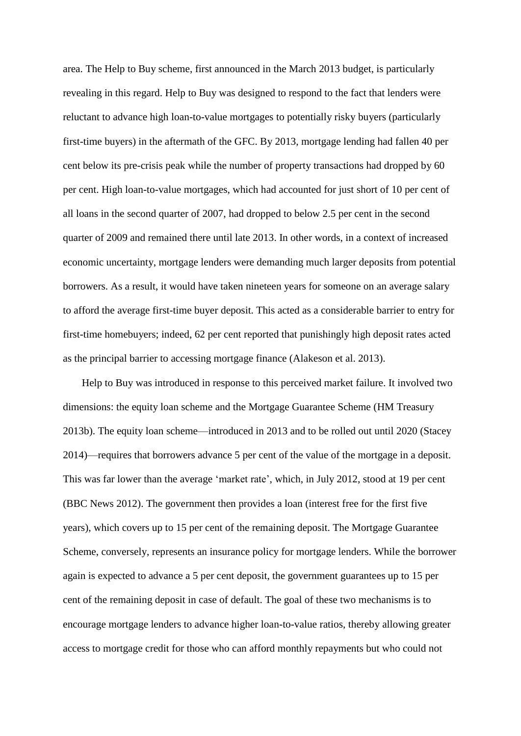area. The Help to Buy scheme, first announced in the March 2013 budget, is particularly revealing in this regard. Help to Buy was designed to respond to the fact that lenders were reluctant to advance high loan-to-value mortgages to potentially risky buyers (particularly first-time buyers) in the aftermath of the GFC. By 2013, mortgage lending had fallen 40 per cent below its pre-crisis peak while the number of property transactions had dropped by 60 per cent. High loan-to-value mortgages, which had accounted for just short of 10 per cent of all loans in the second quarter of 2007, had dropped to below 2.5 per cent in the second quarter of 2009 and remained there until late 2013. In other words, in a context of increased economic uncertainty, mortgage lenders were demanding much larger deposits from potential borrowers. As a result, it would have taken nineteen years for someone on an average salary to afford the average first-time buyer deposit. This acted as a considerable barrier to entry for first-time homebuyers; indeed, 62 per cent reported that punishingly high deposit rates acted as the principal barrier to accessing mortgage finance (Alakeson et al. 2013).

Help to Buy was introduced in response to this perceived market failure. It involved two dimensions: the equity loan scheme and the Mortgage Guarantee Scheme (HM Treasury 2013b). The equity loan scheme—introduced in 2013 and to be rolled out until 2020 (Stacey 2014)—requires that borrowers advance 5 per cent of the value of the mortgage in a deposit. This was far lower than the average 'market rate', which, in July 2012, stood at 19 per cent (BBC News 2012). The government then provides a loan (interest free for the first five years), which covers up to 15 per cent of the remaining deposit. The Mortgage Guarantee Scheme, conversely, represents an insurance policy for mortgage lenders. While the borrower again is expected to advance a 5 per cent deposit, the government guarantees up to 15 per cent of the remaining deposit in case of default. The goal of these two mechanisms is to encourage mortgage lenders to advance higher loan-to-value ratios, thereby allowing greater access to mortgage credit for those who can afford monthly repayments but who could not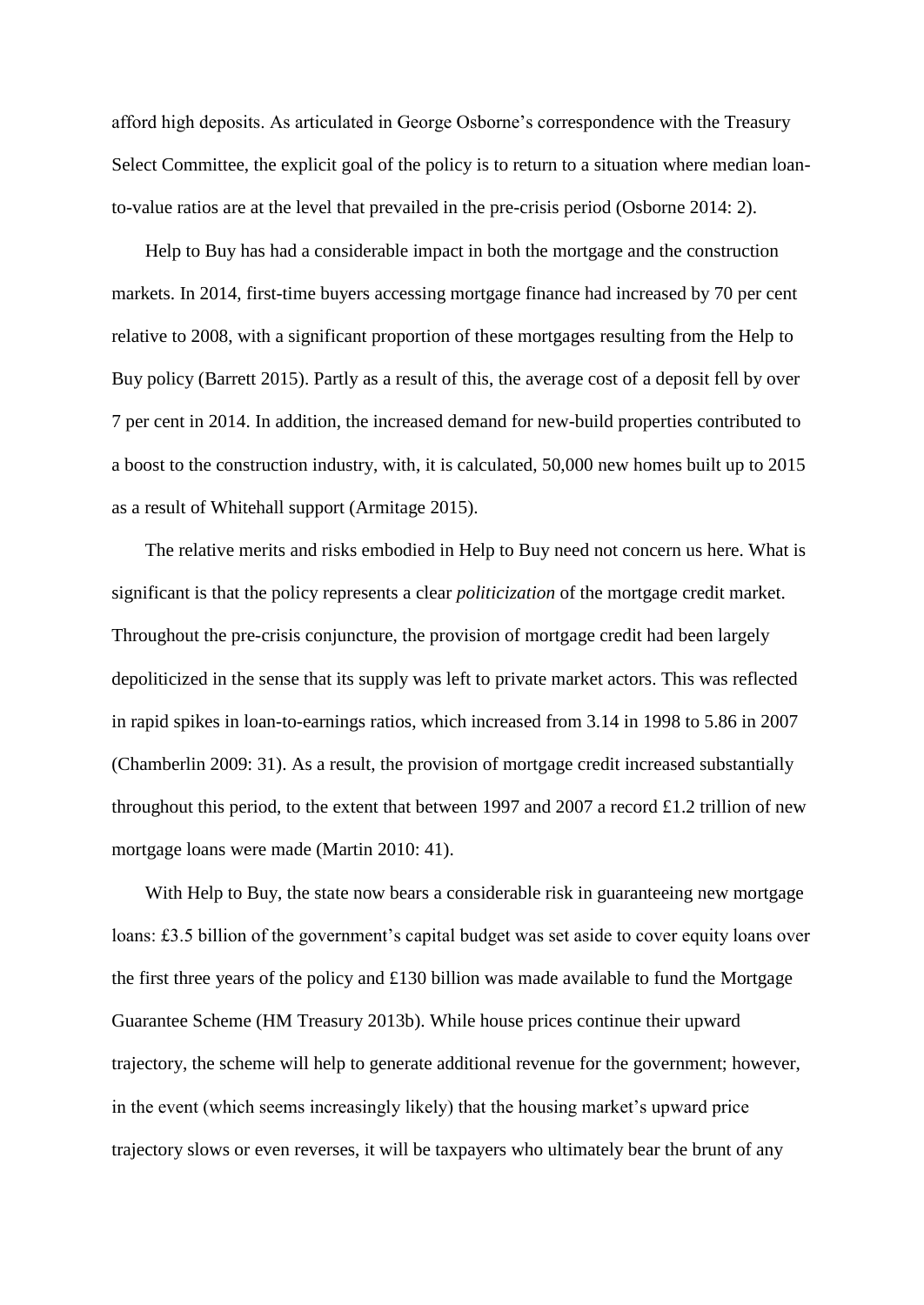afford high deposits. As articulated in George Osborne's correspondence with the Treasury Select Committee, the explicit goal of the policy is to return to a situation where median loan-to-value ratios are at the level that prevailed in the pre-crisis period (Osborne 2014: 2).

Help to Buy has had a considerable impact in both the mortgage and the construction markets. In 2014, first-time buyers accessing mortgage finance had increased by 70 per cent relative to 2008, with a significant proportion of these mortgages resulting from the Help to Buy policy (Barrett 2015). Partly as a result of this, the average cost of a deposit fell by over 7 per cent in 2014. In addition, the increased demand for new-build properties contributed to a boost to the construction industry, with, it is calculated, 50,000 new homes built up to 2015 as a result of Whitehall support (Armitage 2015).

The relative merits and risks embodied in Help to Buy need not concern us here. What is significant is that the policy represents a clear *politicization* of the mortgage credit market. Throughout the pre-crisis conjuncture, the provision of mortgage credit had been largely depoliticized in the sense that its supply was left to private market actors. This was reflected in rapid spikes in loan-to-earnings ratios, which increased from 3.14 in 1998 to 5.86 in 2007 (Chamberlin 2009: 31). As a result, the provision of mortgage credit increased substantially throughout this period, to the extent that between 1997 and 2007 a record £1.2 trillion of new mortgage loans were made (Martin 2010: 41).

With Help to Buy, the state now bears a considerable risk in guaranteeing new mortgage loans: £3.5 billion of the government's capital budget was set aside to cover equity loans over the first three years of the policy and £130 billion was made available to fund the Mortgage Guarantee Scheme (HM Treasury 2013b). While house prices continue their upward trajectory, the scheme will help to generate additional revenue for the government; however, in the event (which seems increasingly likely) that the housing market's upward price trajectory slows or even reverses, it will be taxpayers who ultimately bear the brunt of any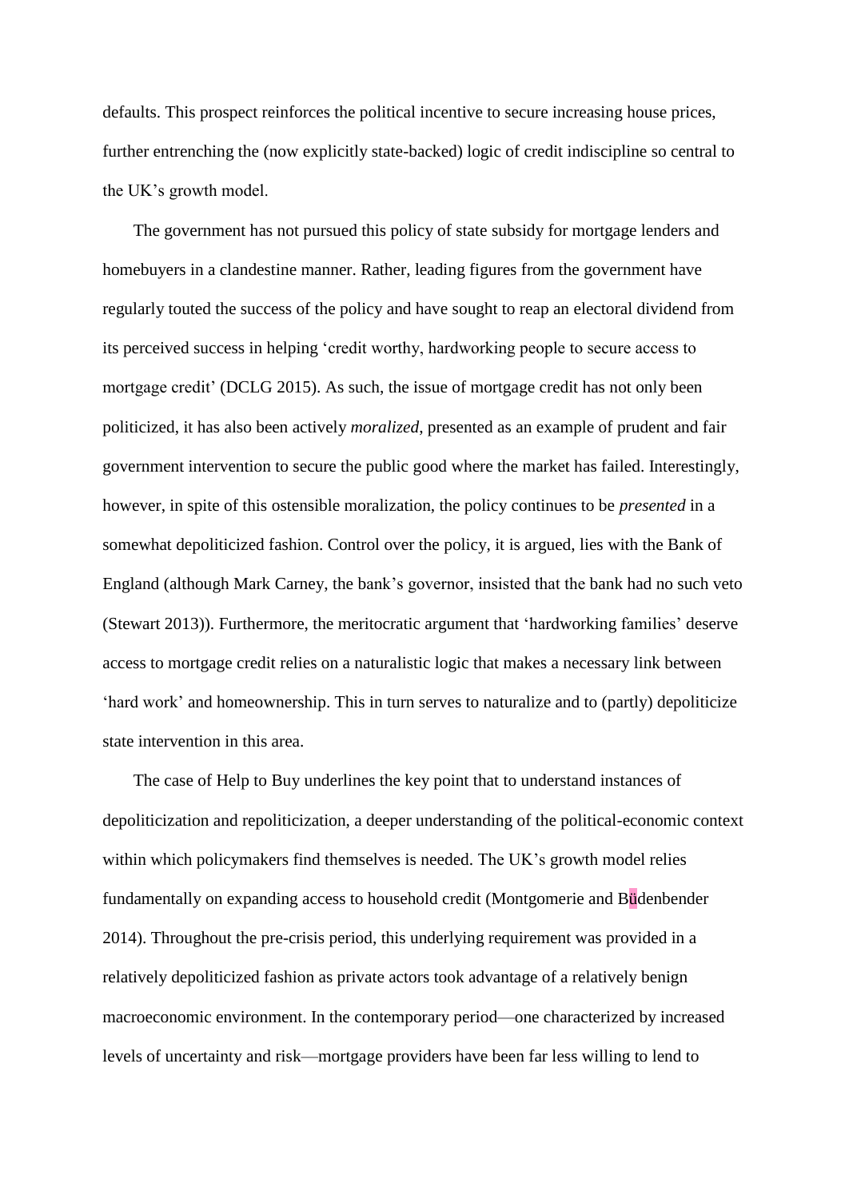defaults. This prospect reinforces the political incentive to secure increasing house prices, further entrenching the (now explicitly state-backed) logic of credit indiscipline so central to the UK's growth model.

The government has not pursued this policy of state subsidy for mortgage lenders and homebuyers in a clandestine manner. Rather, leading figures from the government have regularly touted the success of the policy and have sought to reap an electoral dividend from its perceived success in helping 'credit worthy, hardworking people to secure access to mortgage credit' (DCLG 2015). As such, the issue of mortgage credit has not only been politicized, it has also been actively *moralized*, presented as an example of prudent and fair government intervention to secure the public good where the market has failed. Interestingly, however, in spite of this ostensible moralization, the policy continues to be *presented* in a somewhat depoliticized fashion. Control over the policy, it is argued, lies with the Bank of England (although Mark Carney, the bank's governor, insisted that the bank had no such veto (Stewart 2013)). Furthermore, the meritocratic argument that 'hardworking families' deserve access to mortgage credit relies on a naturalistic logic that makes a necessary link between 'hard work' and homeownership. This in turn serves to naturalize and to (partly) depoliticize state intervention in this area.

The case of Help to Buy underlines the key point that to understand instances of depoliticization and repoliticization, a deeper understanding of the political-economic context within which policymakers find themselves is needed. The UK's growth model relies fundamentally on expanding access to household credit (Montgomerie and Büdenbender 2014). Throughout the pre-crisis period, this underlying requirement was provided in a relatively depoliticized fashion as private actors took advantage of a relatively benign macroeconomic environment. In the contemporary period—one characterized by increased levels of uncertainty and risk—mortgage providers have been far less willing to lend to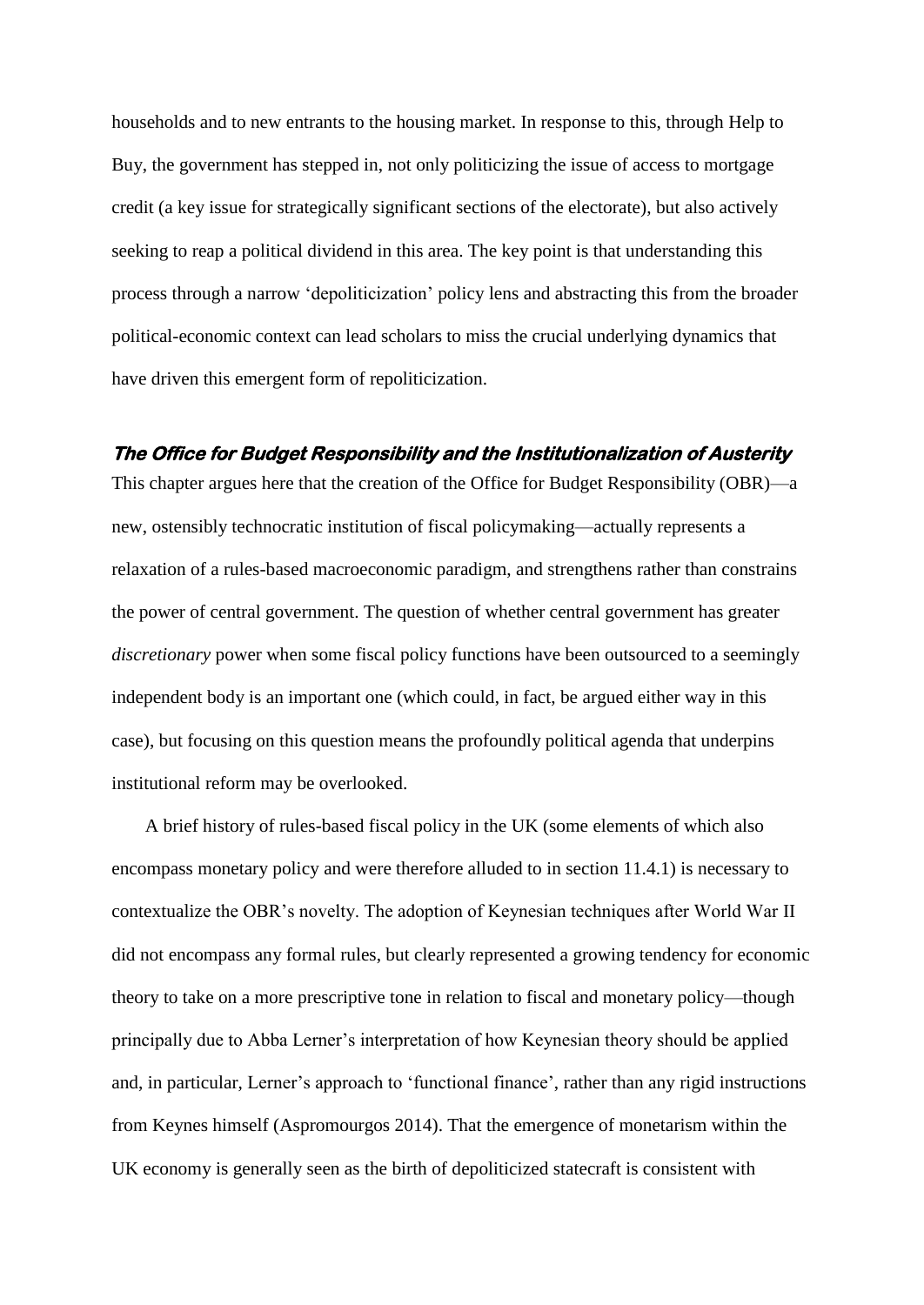households and to new entrants to the housing market. In response to this, through Help to Buy, the government has stepped in, not only politicizing the issue of access to mortgage credit (a key issue for strategically significant sections of the electorate), but also actively seeking to reap a political dividend in this area. The key point is that understanding this process through a narrow 'depoliticization' policy lens and abstracting this from the broader political-economic context can lead scholars to miss the crucial underlying dynamics that have driven this emergent form of repoliticization.

### The Office for Budget Responsibility and the Institutionalization of Austerity

This chapter argues here that the creation of the Office for Budget Responsibility (OBR)—a new, ostensibly technocratic institution of fiscal policymaking—actually represents a relaxation of a rules-based macroeconomic paradigm, and strengthens rather than constrains the power of central government. The question of whether central government has greater *discretionary* power when some fiscal policy functions have been outsourced to a seemingly independent body is an important one (which could, in fact, be argued either way in this case), but focusing on this question means the profoundly political agenda that underpins institutional reform may be overlooked.

A brief history of rules-based fiscal policy in the UK (some elements of which also encompass monetary policy and were therefore alluded to in section 11.4.1) is necessary to contextualize the OBR's novelty. The adoption of Keynesian techniques after World War II did not encompass any formal rules, but clearly represented a growing tendency for economic theory to take on a more prescriptive tone in relation to fiscal and monetary policy—though principally due to Abba Lerner's interpretation of how Keynesian theory should be applied and, in particular, Lerner's approach to 'functional finance', rather than any rigid instructions from Keynes himself (Aspromourgos 2014). That the emergence of monetarism within the UK economy is generally seen as the birth of depoliticized statecraft is consistent with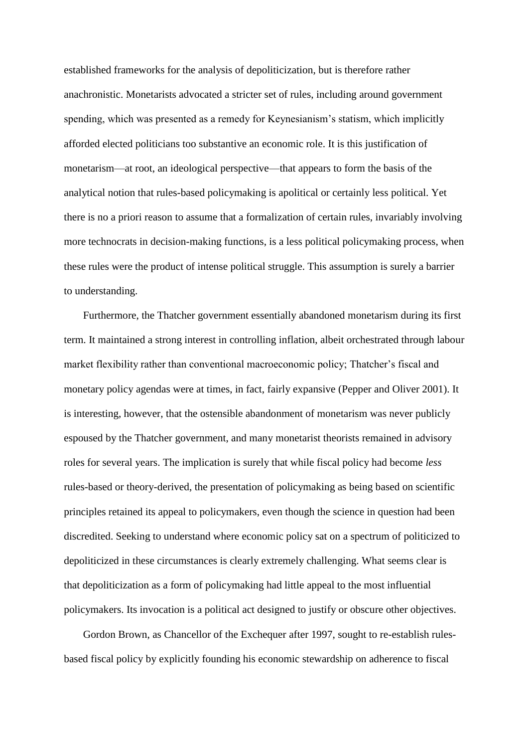established frameworks for the analysis of depoliticization, but is therefore rather anachronistic. Monetarists advocated a stricter set of rules, including around government spending, which was presented as a remedy for Keynesianism's statism, which implicitly afforded elected politicians too substantive an economic role. It is this justification of monetarism—at root, an ideological perspective—that appears to form the basis of the analytical notion that rules-based policymaking is apolitical or certainly less political. Yet there is no a priori reason to assume that a formalization of certain rules, invariably involving more technocrats in decision-making functions, is a less political policymaking process, when these rules were the product of intense political struggle. This assumption is surely a barrier to understanding.

Furthermore, the Thatcher government essentially abandoned monetarism during its first term. It maintained a strong interest in controlling inflation, albeit orchestrated through labour market flexibility rather than conventional macroeconomic policy; Thatcher's fiscal and monetary policy agendas were at times, in fact, fairly expansive (Pepper and Oliver 2001). It is interesting, however, that the ostensible abandonment of monetarism was never publicly espoused by the Thatcher government, and many monetarist theorists remained in advisory roles for several years. The implication is surely that while fiscal policy had become *less* rules-based or theory-derived, the presentation of policymaking as being based on scientific principles retained its appeal to policymakers, even though the science in question had been discredited. Seeking to understand where economic policy sat on a spectrum of politicized to depoliticized in these circumstances is clearly extremely challenging. What seems clear is that depoliticization as a form of policymaking had little appeal to the most influential policymakers. Its invocation is a political act designed to justify or obscure other objectives.

Gordon Brown, as Chancellor of the Exchequer after 1997, sought to re-establish rules-based fiscal policy by explicitly founding his economic stewardship on adherence to fiscal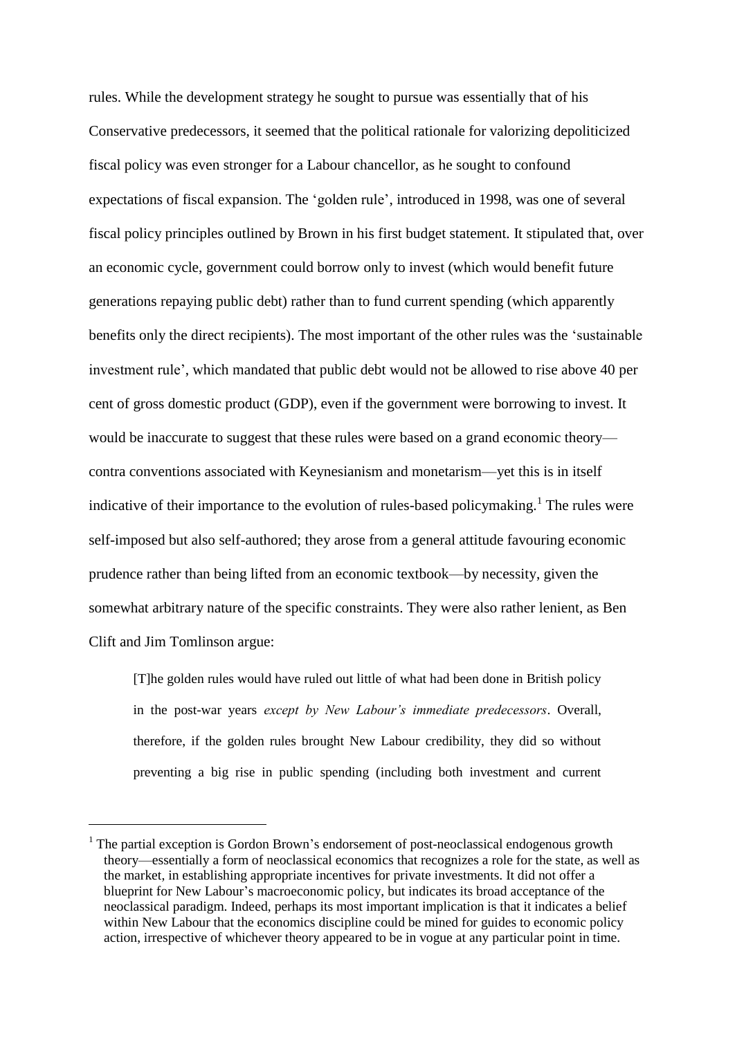rules. While the development strategy he sought to pursue was essentially that of his Conservative predecessors, it seemed that the political rationale for valorizing depoliticized fiscal policy was even stronger for a Labour chancellor, as he sought to confound expectations of fiscal expansion. The 'golden rule', introduced in 1998, was one of several fiscal policy principles outlined by Brown in his first budget statement. It stipulated that, over an economic cycle, government could borrow only to invest (which would benefit future generations repaying public debt) rather than to fund current spending (which apparently benefits only the direct recipients). The most important of the other rules was the 'sustainable investment rule', which mandated that public debt would not be allowed to rise above 40 per cent of gross domestic product (GDP), even if the government were borrowing to invest. It would be inaccurate to suggest that these rules were based on a grand economic theory—contra conventions associated with Keynesianism and monetarism—yet this is in itself indicative of their importance to the evolution of rules-based policymaking.[1] The rules were self-imposed but also self-authored; they arose from a general attitude favouring economic prudence rather than being lifted from an economic textbook—by necessity, given the somewhat arbitrary nature of the specific constraints. They were also rather lenient, as Ben Clift and Jim Tomlinson argue:

> [T]he golden rules would have ruled out little of what had been done in British policy in the post-war years *except by New Labour's immediate predecessors*. Overall, therefore, if the golden rules brought New Labour credibility, they did so without preventing a big rise in public spending (including both investment and current

[1] The partial exception is Gordon Brown's endorsement of post-neoclassical endogenous growth theory—essentially a form of neoclassical economics that recognizes a role for the state, as well as the market, in establishing appropriate incentives for private investments. It did not offer a blueprint for New Labour's macroeconomic policy, but indicates its broad acceptance of the neoclassical paradigm. Indeed, perhaps its most important implication is that it indicates a belief within New Labour that the economics discipline could be mined for guides to economic policy action, irrespective of whichever theory appeared to be in vogue at any particular point in time.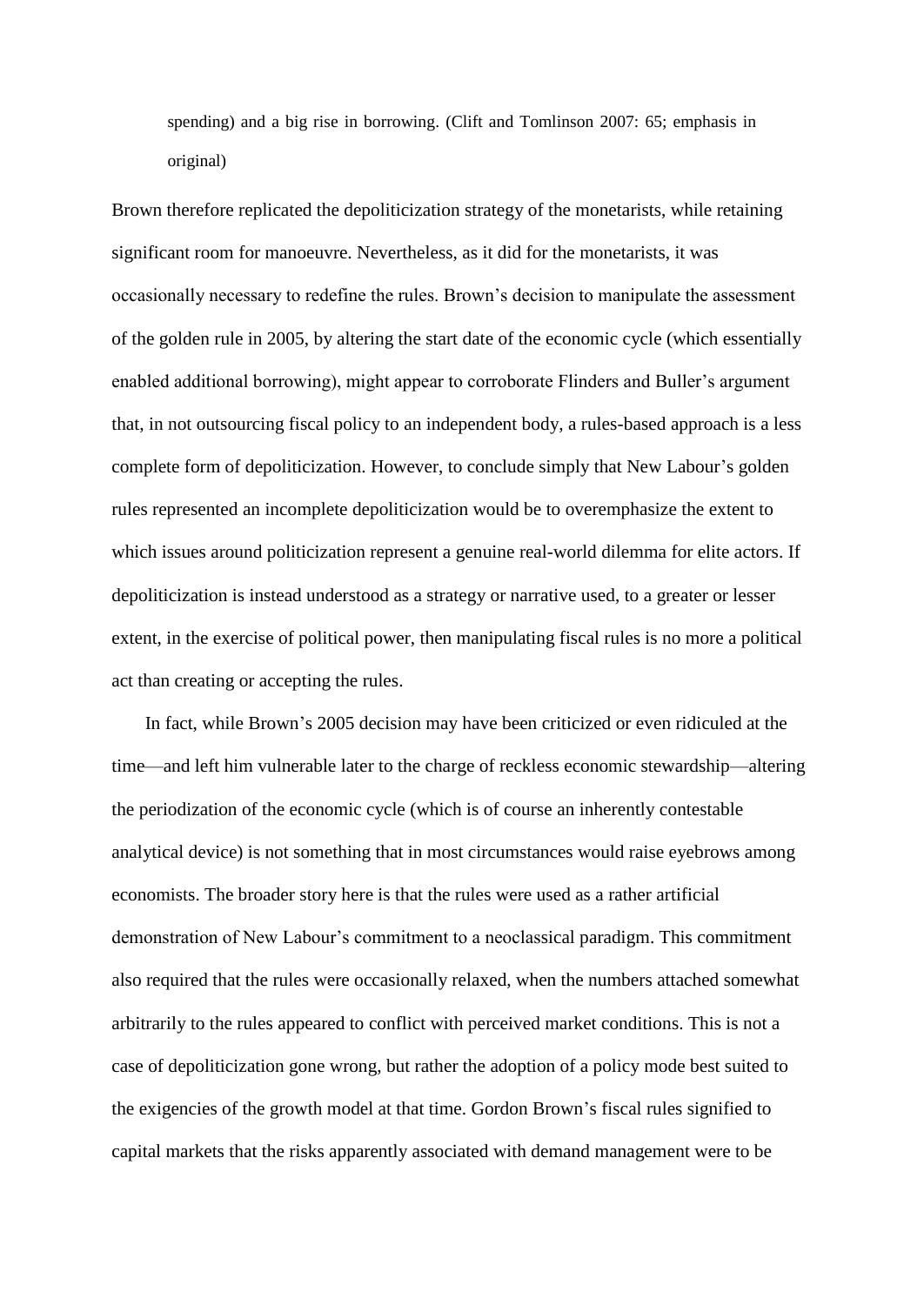> spending) and a big rise in borrowing. (Clift and Tomlinson 2007: 65; emphasis in original)

Brown therefore replicated the depoliticization strategy of the monetarists, while retaining significant room for manoeuvre. Nevertheless, as it did for the monetarists, it was occasionally necessary to redefine the rules. Brown's decision to manipulate the assessment of the golden rule in 2005, by altering the start date of the economic cycle (which essentially enabled additional borrowing), might appear to corroborate Flinders and Buller's argument that, in not outsourcing fiscal policy to an independent body, a rules-based approach is a less complete form of depoliticization. However, to conclude simply that New Labour's golden rules represented an incomplete depoliticization would be to overemphasize the extent to which issues around politicization represent a genuine real-world dilemma for elite actors. If depoliticization is instead understood as a strategy or narrative used, to a greater or lesser extent, in the exercise of political power, then manipulating fiscal rules is no more a political act than creating or accepting the rules.

In fact, while Brown's 2005 decision may have been criticized or even ridiculed at the time—and left him vulnerable later to the charge of reckless economic stewardship—altering the periodization of the economic cycle (which is of course an inherently contestable analytical device) is not something that in most circumstances would raise eyebrows among economists. The broader story here is that the rules were used as a rather artificial demonstration of New Labour's commitment to a neoclassical paradigm. This commitment also required that the rules were occasionally relaxed, when the numbers attached somewhat arbitrarily to the rules appeared to conflict with perceived market conditions. This is not a case of depoliticization gone wrong, but rather the adoption of a policy mode best suited to the exigencies of the growth model at that time. Gordon Brown's fiscal rules signified to capital markets that the risks apparently associated with demand management were to be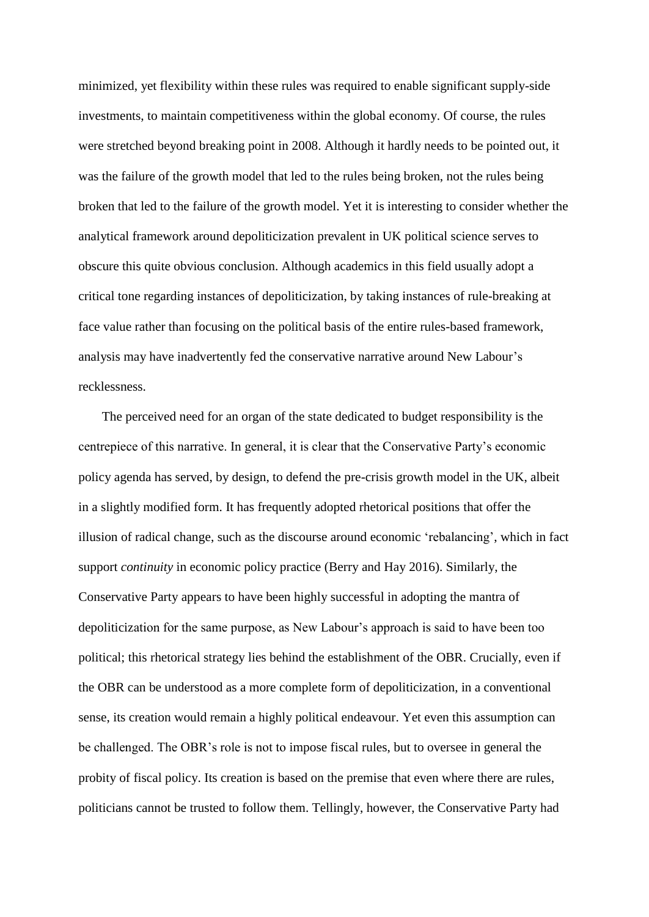minimized, yet flexibility within these rules was required to enable significant supply-side investments, to maintain competitiveness within the global economy. Of course, the rules were stretched beyond breaking point in 2008. Although it hardly needs to be pointed out, it was the failure of the growth model that led to the rules being broken, not the rules being broken that led to the failure of the growth model. Yet it is interesting to consider whether the analytical framework around depoliticization prevalent in UK political science serves to obscure this quite obvious conclusion. Although academics in this field usually adopt a critical tone regarding instances of depoliticization, by taking instances of rule-breaking at face value rather than focusing on the political basis of the entire rules-based framework, analysis may have inadvertently fed the conservative narrative around New Labour's recklessness.

The perceived need for an organ of the state dedicated to budget responsibility is the centrepiece of this narrative. In general, it is clear that the Conservative Party's economic policy agenda has served, by design, to defend the pre-crisis growth model in the UK, albeit in a slightly modified form. It has frequently adopted rhetorical positions that offer the illusion of radical change, such as the discourse around economic 'rebalancing', which in fact support *continuity* in economic policy practice (Berry and Hay 2016). Similarly, the Conservative Party appears to have been highly successful in adopting the mantra of depoliticization for the same purpose, as New Labour's approach is said to have been too political; this rhetorical strategy lies behind the establishment of the OBR. Crucially, even if the OBR can be understood as a more complete form of depoliticization, in a conventional sense, its creation would remain a highly political endeavour. Yet even this assumption can be challenged. The OBR's role is not to impose fiscal rules, but to oversee in general the probity of fiscal policy. Its creation is based on the premise that even where there are rules, politicians cannot be trusted to follow them. Tellingly, however, the Conservative Party had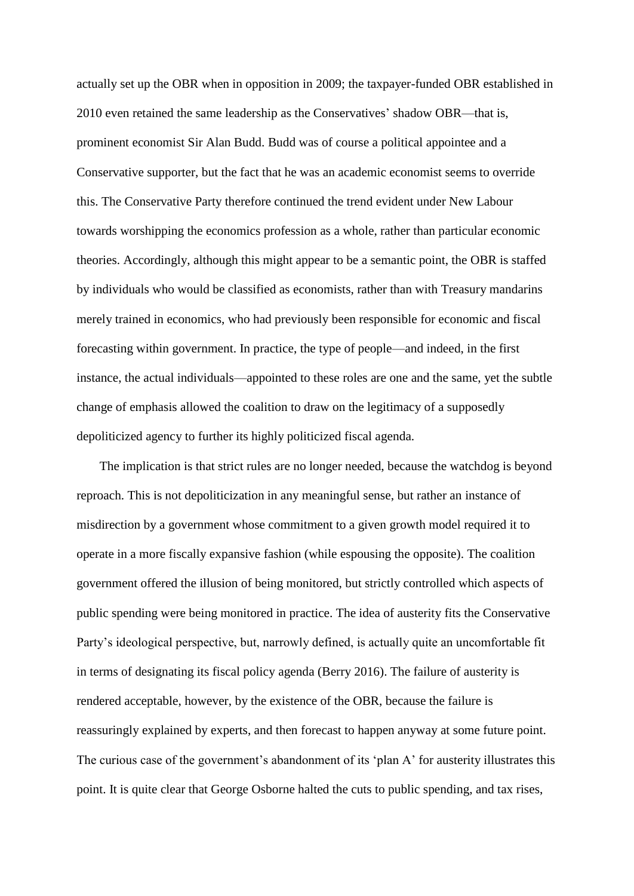actually set up the OBR when in opposition in 2009; the taxpayer-funded OBR established in 2010 even retained the same leadership as the Conservatives' shadow OBR—that is, prominent economist Sir Alan Budd. Budd was of course a political appointee and a Conservative supporter, but the fact that he was an academic economist seems to override this. The Conservative Party therefore continued the trend evident under New Labour towards worshipping the economics profession as a whole, rather than particular economic theories. Accordingly, although this might appear to be a semantic point, the OBR is staffed by individuals who would be classified as economists, rather than with Treasury mandarins merely trained in economics, who had previously been responsible for economic and fiscal forecasting within government. In practice, the type of people—and indeed, in the first instance, the actual individuals—appointed to these roles are one and the same, yet the subtle change of emphasis allowed the coalition to draw on the legitimacy of a supposedly depoliticized agency to further its highly politicized fiscal agenda.

The implication is that strict rules are no longer needed, because the watchdog is beyond reproach. This is not depoliticization in any meaningful sense, but rather an instance of misdirection by a government whose commitment to a given growth model required it to operate in a more fiscally expansive fashion (while espousing the opposite). The coalition government offered the illusion of being monitored, but strictly controlled which aspects of public spending were being monitored in practice. The idea of austerity fits the Conservative Party's ideological perspective, but, narrowly defined, is actually quite an uncomfortable fit in terms of designating its fiscal policy agenda (Berry 2016). The failure of austerity is rendered acceptable, however, by the existence of the OBR, because the failure is reassuringly explained by experts, and then forecast to happen anyway at some future point. The curious case of the government's abandonment of its 'plan A' for austerity illustrates this point. It is quite clear that George Osborne halted the cuts to public spending, and tax rises,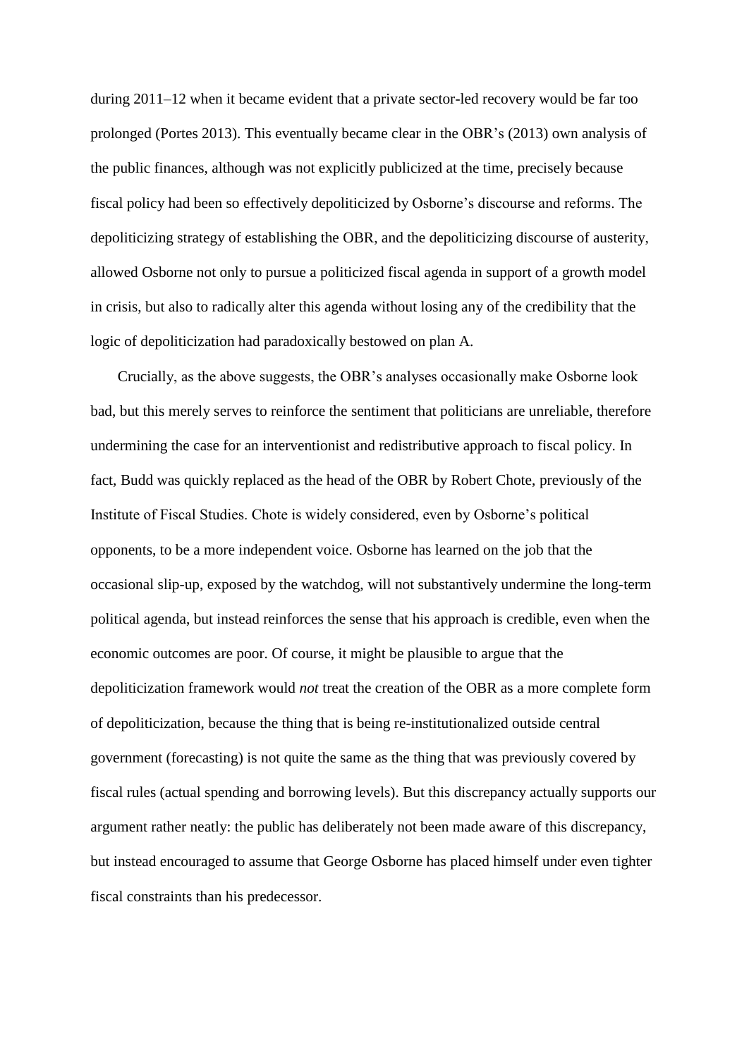during 2011–12 when it became evident that a private sector-led recovery would be far too prolonged (Portes 2013). This eventually became clear in the OBR's (2013) own analysis of the public finances, although was not explicitly publicized at the time, precisely because fiscal policy had been so effectively depoliticized by Osborne's discourse and reforms. The depoliticizing strategy of establishing the OBR, and the depoliticizing discourse of austerity, allowed Osborne not only to pursue a politicized fiscal agenda in support of a growth model in crisis, but also to radically alter this agenda without losing any of the credibility that the logic of depoliticization had paradoxically bestowed on plan A.

Crucially, as the above suggests, the OBR's analyses occasionally make Osborne look bad, but this merely serves to reinforce the sentiment that politicians are unreliable, therefore undermining the case for an interventionist and redistributive approach to fiscal policy. In fact, Budd was quickly replaced as the head of the OBR by Robert Chote, previously of the Institute of Fiscal Studies. Chote is widely considered, even by Osborne's political opponents, to be a more independent voice. Osborne has learned on the job that the occasional slip-up, exposed by the watchdog, will not substantively undermine the long-term political agenda, but instead reinforces the sense that his approach is credible, even when the economic outcomes are poor. Of course, it might be plausible to argue that the depoliticization framework would *not* treat the creation of the OBR as a more complete form of depoliticization, because the thing that is being re-institutionalized outside central government (forecasting) is not quite the same as the thing that was previously covered by fiscal rules (actual spending and borrowing levels). But this discrepancy actually supports our argument rather neatly: the public has deliberately not been made aware of this discrepancy, but instead encouraged to assume that George Osborne has placed himself under even tighter fiscal constraints than his predecessor.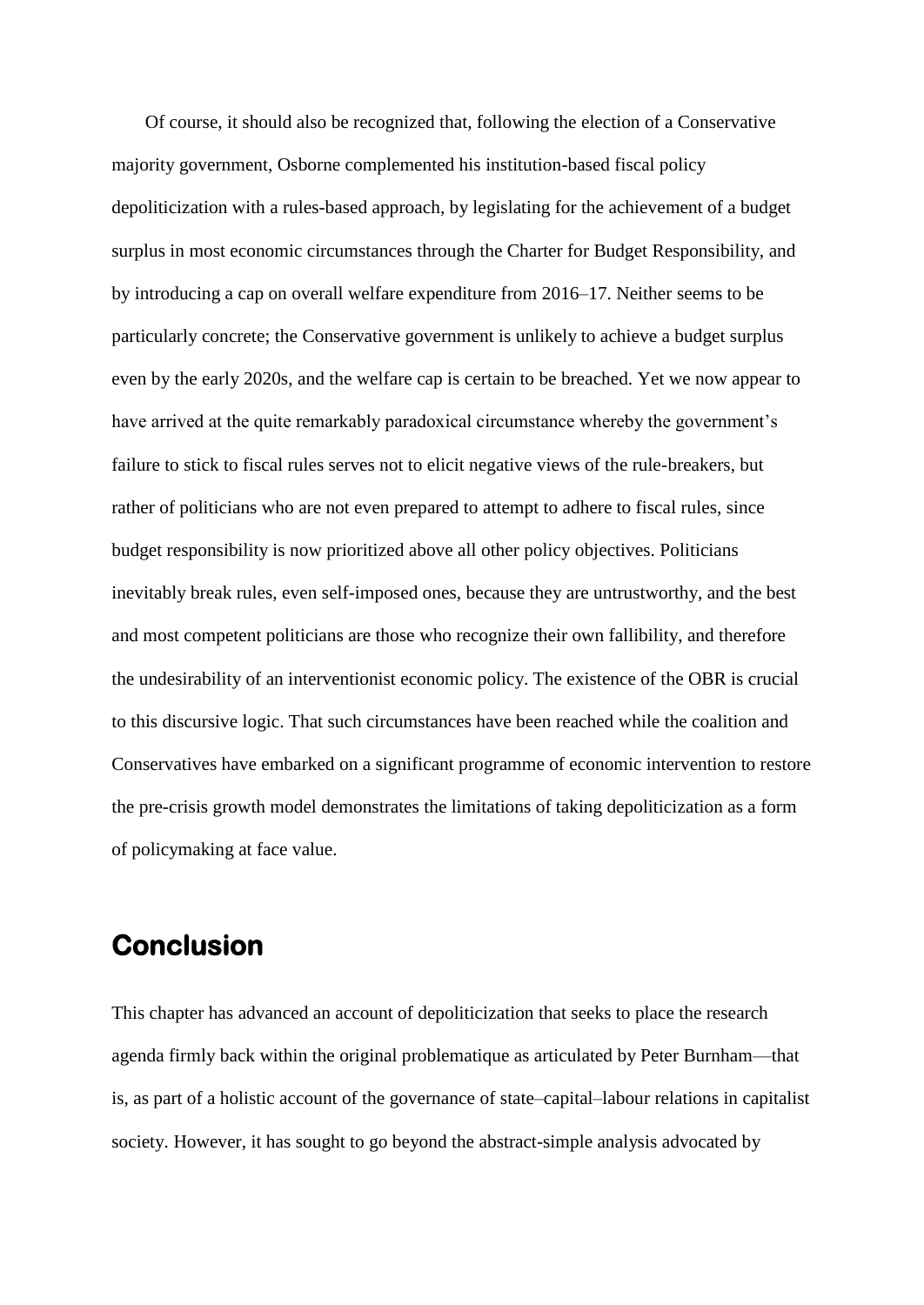Of course, it should also be recognized that, following the election of a Conservative majority government, Osborne complemented his institution-based fiscal policy depoliticization with a rules-based approach, by legislating for the achievement of a budget surplus in most economic circumstances through the Charter for Budget Responsibility, and by introducing a cap on overall welfare expenditure from 2016–17. Neither seems to be particularly concrete; the Conservative government is unlikely to achieve a budget surplus even by the early 2020s, and the welfare cap is certain to be breached. Yet we now appear to have arrived at the quite remarkably paradoxical circumstance whereby the government's failure to stick to fiscal rules serves not to elicit negative views of the rule-breakers, but rather of politicians who are not even prepared to attempt to adhere to fiscal rules, since budget responsibility is now prioritized above all other policy objectives. Politicians inevitably break rules, even self-imposed ones, because they are untrustworthy, and the best and most competent politicians are those who recognize their own fallibility, and therefore the undesirability of an interventionist economic policy. The existence of the OBR is crucial to this discursive logic. That such circumstances have been reached while the coalition and Conservatives have embarked on a significant programme of economic intervention to restore the pre-crisis growth model demonstrates the limitations of taking depoliticization as a form of policymaking at face value.

## Conclusion

This chapter has advanced an account of depoliticization that seeks to place the research agenda firmly back within the original problematique as articulated by Peter Burnham—that is, as part of a holistic account of the governance of state–capital–labour relations in capitalist society. However, it has sought to go beyond the abstract-simple analysis advocated by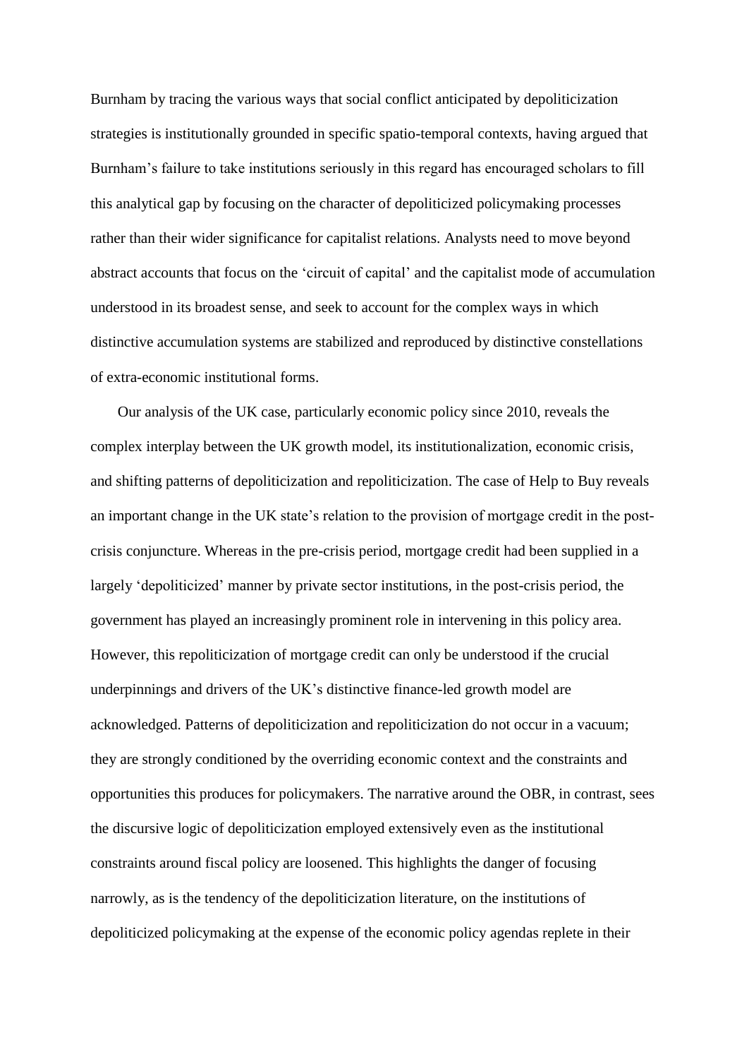Burnham by tracing the various ways that social conflict anticipated by depoliticization strategies is institutionally grounded in specific spatio-temporal contexts, having argued that Burnham's failure to take institutions seriously in this regard has encouraged scholars to fill this analytical gap by focusing on the character of depoliticized policymaking processes rather than their wider significance for capitalist relations. Analysts need to move beyond abstract accounts that focus on the 'circuit of capital' and the capitalist mode of accumulation understood in its broadest sense, and seek to account for the complex ways in which distinctive accumulation systems are stabilized and reproduced by distinctive constellations of extra-economic institutional forms.

Our analysis of the UK case, particularly economic policy since 2010, reveals the complex interplay between the UK growth model, its institutionalization, economic crisis, and shifting patterns of depoliticization and repoliticization. The case of Help to Buy reveals an important change in the UK state's relation to the provision of mortgage credit in the post-crisis conjuncture. Whereas in the pre-crisis period, mortgage credit had been supplied in a largely 'depoliticized' manner by private sector institutions, in the post-crisis period, the government has played an increasingly prominent role in intervening in this policy area. However, this repoliticization of mortgage credit can only be understood if the crucial underpinnings and drivers of the UK's distinctive finance-led growth model are acknowledged. Patterns of depoliticization and repoliticization do not occur in a vacuum; they are strongly conditioned by the overriding economic context and the constraints and opportunities this produces for policymakers. The narrative around the OBR, in contrast, sees the discursive logic of depoliticization employed extensively even as the institutional constraints around fiscal policy are loosened. This highlights the danger of focusing narrowly, as is the tendency of the depoliticization literature, on the institutions of depoliticized policymaking at the expense of the economic policy agendas replete in their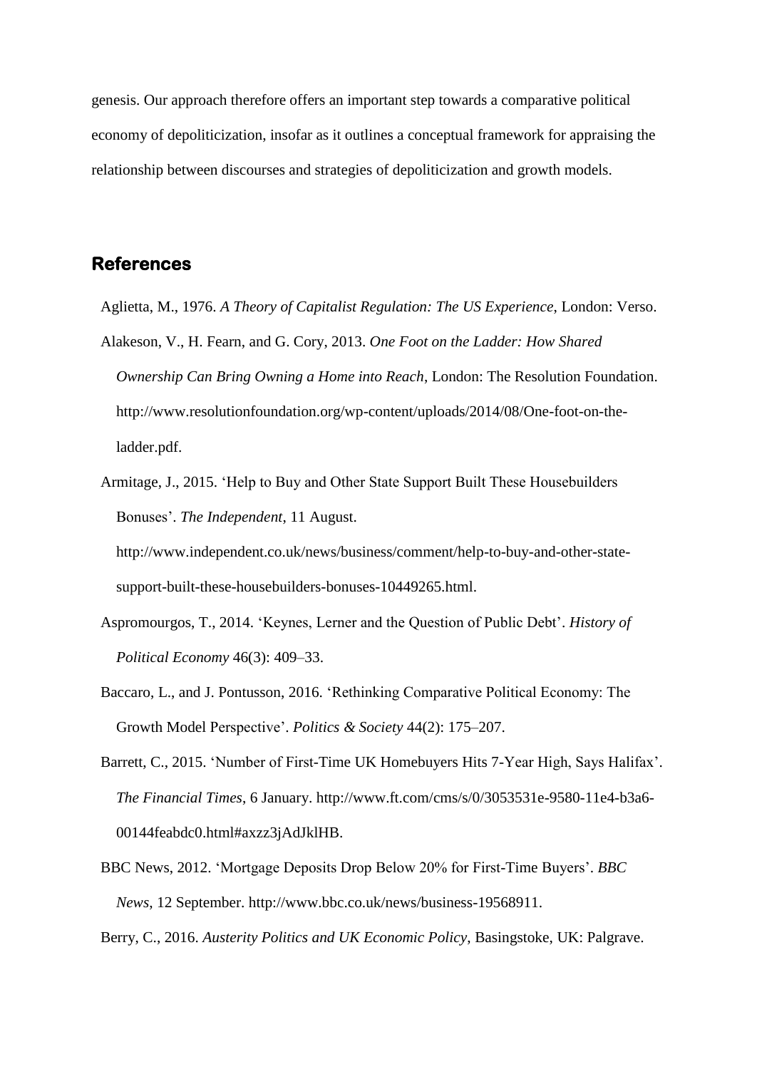genesis. Our approach therefore offers an important step towards a comparative political economy of depoliticization, insofar as it outlines a conceptual framework for appraising the relationship between discourses and strategies of depoliticization and growth models.

## References

Aglietta, M., 1976. *A Theory of Capitalist Regulation: The US Experience*, London: Verso.

Alakeson, V., H. Fearn, and G. Cory, 2013. *One Foot on the Ladder: How Shared Ownership Can Bring Owning a Home into Reach*, London: The Resolution Foundation. http://www.resolutionfoundation.org/wp-content/uploads/2014/08/One-foot-on-the-ladder.pdf.

Armitage, J., 2015. 'Help to Buy and Other State Support Built These Housebuilders Bonuses'. *The Independent*, 11 August. http://www.independent.co.uk/news/business/comment/help-to-buy-and-other-state-support-built-these-housebuilders-bonuses-10449265.html.

Aspromourgos, T., 2014. 'Keynes, Lerner and the Question of Public Debt'. *History of Political Economy* 46(3): 409–33.

Baccaro, L., and J. Pontusson, 2016. 'Rethinking Comparative Political Economy: The Growth Model Perspective'. *Politics & Society* 44(2): 175–207.

Barrett, C., 2015. 'Number of First-Time UK Homebuyers Hits 7-Year High, Says Halifax'. *The Financial Times*, 6 January. http://www.ft.com/cms/s/0/3053531e-9580-11e4-b3a6-00144feabdc0.html#axzz3jAdJklHB.

BBC News, 2012. 'Mortgage Deposits Drop Below 20% for First-Time Buyers'. *BBC News*, 12 September. http://www.bbc.co.uk/news/business-19568911.

Berry, C., 2016. *Austerity Politics and UK Economic Policy*, Basingstoke, UK: Palgrave.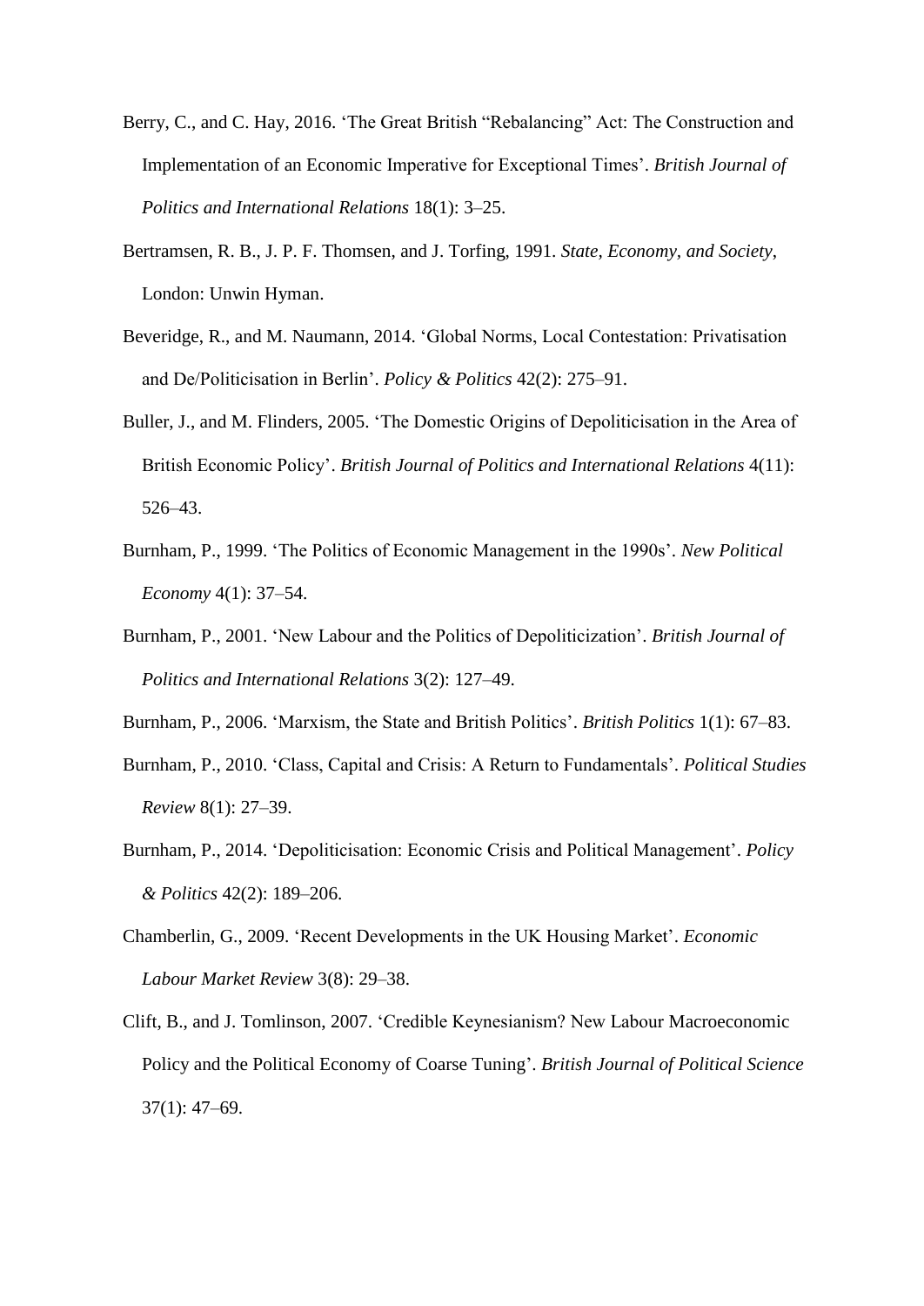Berry, C., and C. Hay, 2016. 'The Great British "Rebalancing" Act: The Construction and Implementation of an Economic Imperative for Exceptional Times'. *British Journal of Politics and International Relations* 18(1): 3–25.

Bertramsen, R. B., J. P. F. Thomsen, and J. Torfing, 1991. *State, Economy, and Society*, London: Unwin Hyman.

Beveridge, R., and M. Naumann, 2014. 'Global Norms, Local Contestation: Privatisation and De/Politicisation in Berlin'. *Policy & Politics* 42(2): 275–91.

Buller, J., and M. Flinders, 2005. 'The Domestic Origins of Depoliticisation in the Area of British Economic Policy'. *British Journal of Politics and International Relations* 4(11): 526–43.

Burnham, P., 1999. 'The Politics of Economic Management in the 1990s'. *New Political Economy* 4(1): 37–54.

Burnham, P., 2001. 'New Labour and the Politics of Depoliticization'. *British Journal of Politics and International Relations* 3(2): 127–49.

Burnham, P., 2006. 'Marxism, the State and British Politics'. *British Politics* 1(1): 67–83.

Burnham, P., 2010. 'Class, Capital and Crisis: A Return to Fundamentals'. *Political Studies Review* 8(1): 27–39.

Burnham, P., 2014. 'Depoliticisation: Economic Crisis and Political Management'. *Policy & Politics* 42(2): 189–206.

Chamberlin, G., 2009. 'Recent Developments in the UK Housing Market'. *Economic Labour Market Review* 3(8): 29–38.

Clift, B., and J. Tomlinson, 2007. 'Credible Keynesianism? New Labour Macroeconomic Policy and the Political Economy of Coarse Tuning'. *British Journal of Political Science* 37(1): 47–69.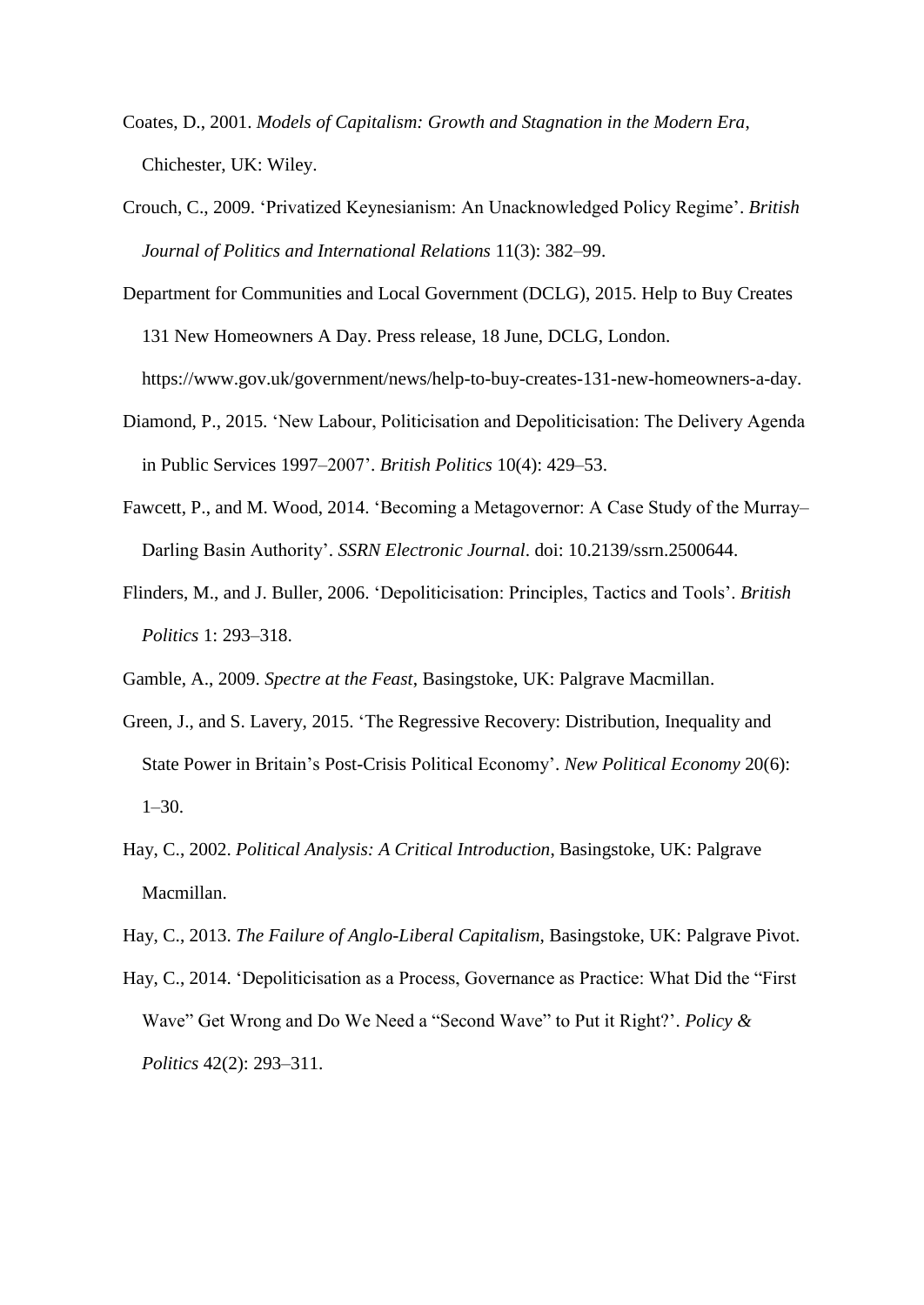Coates, D., 2001. *Models of Capitalism: Growth and Stagnation in the Modern Era*, Chichester, UK: Wiley.

Crouch, C., 2009. 'Privatized Keynesianism: An Unacknowledged Policy Regime'. *British Journal of Politics and International Relations* 11(3): 382–99.

Department for Communities and Local Government (DCLG), 2015. Help to Buy Creates 131 New Homeowners A Day. Press release, 18 June, DCLG, London. https://www.gov.uk/government/news/help-to-buy-creates-131-new-homeowners-a-day.

Diamond, P., 2015. 'New Labour, Politicisation and Depoliticisation: The Delivery Agenda in Public Services 1997–2007'. *British Politics* 10(4): 429–53.

Fawcett, P., and M. Wood, 2014. 'Becoming a Metagovernor: A Case Study of the Murray–Darling Basin Authority'. *SSRN Electronic Journal*. doi: 10.2139/ssrn.2500644.

Flinders, M., and J. Buller, 2006. 'Depoliticisation: Principles, Tactics and Tools'. *British Politics* 1: 293–318.

Gamble, A., 2009. *Spectre at the Feast*, Basingstoke, UK: Palgrave Macmillan.

Green, J., and S. Lavery, 2015. 'The Regressive Recovery: Distribution, Inequality and State Power in Britain's Post-Crisis Political Economy'. *New Political Economy* 20(6): 1–30.

Hay, C., 2002. *Political Analysis: A Critical Introduction*, Basingstoke, UK: Palgrave Macmillan.

Hay, C., 2013. *The Failure of Anglo-Liberal Capitalism*, Basingstoke, UK: Palgrave Pivot.

Hay, C., 2014. 'Depoliticisation as a Process, Governance as Practice: What Did the "First Wave" Get Wrong and Do We Need a "Second Wave" to Put it Right?'. *Policy & Politics* 42(2): 293–311.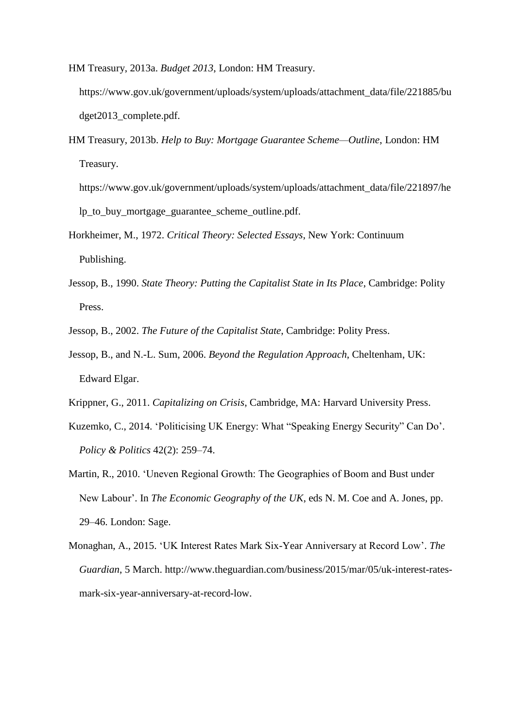HM Treasury, 2013a. *Budget 2013*, London: HM Treasury. https://www.gov.uk/government/uploads/system/uploads/attachment_data/file/221885/budget2013_complete.pdf.

HM Treasury, 2013b. *Help to Buy: Mortgage Guarantee Scheme—Outline*, London: HM Treasury. https://www.gov.uk/government/uploads/system/uploads/attachment_data/file/221897/help_to_buy_mortgage_guarantee_scheme_outline.pdf.

Horkheimer, M., 1972. *Critical Theory: Selected Essays*, New York: Continuum Publishing.

Jessop, B., 1990. *State Theory: Putting the Capitalist State in Its Place*, Cambridge: Polity Press.

Jessop, B., 2002. *The Future of the Capitalist State*, Cambridge: Polity Press.

Jessop, B., and N.-L. Sum, 2006. *Beyond the Regulation Approach*, Cheltenham, UK: Edward Elgar.

Krippner, G., 2011. *Capitalizing on Crisis*, Cambridge, MA: Harvard University Press.

Kuzemko, C., 2014. 'Politicising UK Energy: What "Speaking Energy Security" Can Do'. *Policy & Politics* 42(2): 259–74.

Martin, R., 2010. 'Uneven Regional Growth: The Geographies of Boom and Bust under New Labour'. In *The Economic Geography of the UK*, eds N. M. Coe and A. Jones, pp. 29–46. London: Sage.

Monaghan, A., 2015. 'UK Interest Rates Mark Six-Year Anniversary at Record Low'. *The Guardian*, 5 March. http://www.theguardian.com/business/2015/mar/05/uk-interest-rates-mark-six-year-anniversary-at-record-low.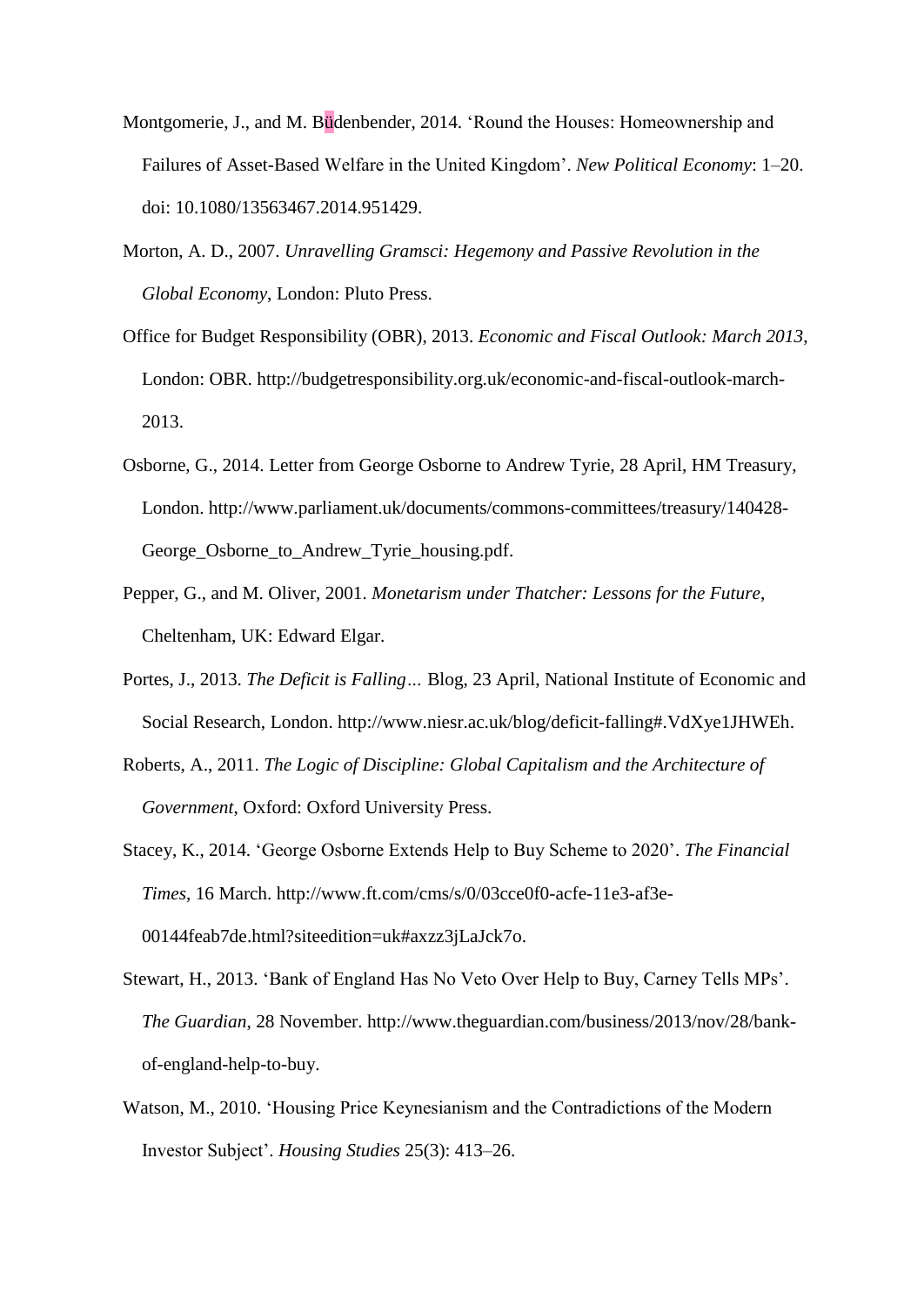Montgomerie, J., and M. Büdenbender, 2014. 'Round the Houses: Homeownership and Failures of Asset-Based Welfare in the United Kingdom'. *New Political Economy*: 1–20. doi: 10.1080/13563467.2014.951429.

Morton, A. D., 2007. *Unravelling Gramsci: Hegemony and Passive Revolution in the Global Economy*, London: Pluto Press.

Office for Budget Responsibility (OBR), 2013. *Economic and Fiscal Outlook: March 2013*, London: OBR. http://budgetresponsibility.org.uk/economic-and-fiscal-outlook-march-2013.

Osborne, G., 2014. Letter from George Osborne to Andrew Tyrie, 28 April, HM Treasury, London. http://www.parliament.uk/documents/commons-committees/treasury/140428-George_Osborne_to_Andrew_Tyrie_housing.pdf.

Pepper, G., and M. Oliver, 2001. *Monetarism under Thatcher: Lessons for the Future*, Cheltenham, UK: Edward Elgar.

Portes, J., 2013. *The Deficit is Falling…* Blog, 23 April, National Institute of Economic and Social Research, London. http://www.niesr.ac.uk/blog/deficit-falling#.VdXye1JHWEh.

Roberts, A., 2011. *The Logic of Discipline: Global Capitalism and the Architecture of Government*, Oxford: Oxford University Press.

Stacey, K., 2014. 'George Osborne Extends Help to Buy Scheme to 2020'. *The Financial Times*, 16 March. http://www.ft.com/cms/s/0/03cce0f0-acfe-11e3-af3e-00144feab7de.html?siteedition=uk#axzz3jLaJck7o.

Stewart, H., 2013. 'Bank of England Has No Veto Over Help to Buy, Carney Tells MPs'. *The Guardian*, 28 November. http://www.theguardian.com/business/2013/nov/28/bank-of-england-help-to-buy.

Watson, M., 2010. 'Housing Price Keynesianism and the Contradictions of the Modern Investor Subject'. *Housing Studies* 25(3): 413–26.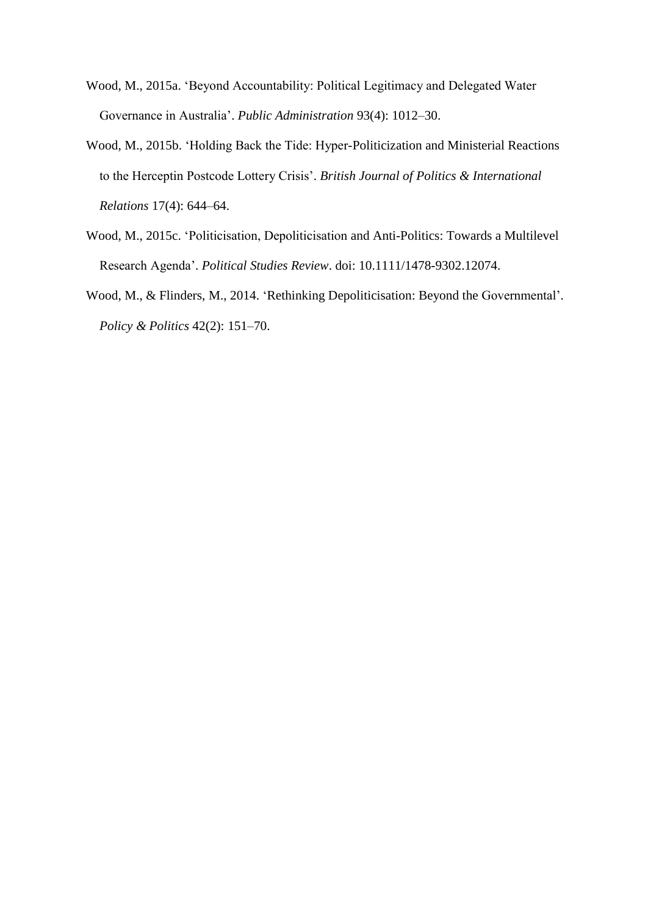Wood, M., 2015a. 'Beyond Accountability: Political Legitimacy and Delegated Water Governance in Australia'. *Public Administration* 93(4): 1012–30.

Wood, M., 2015b. 'Holding Back the Tide: Hyper-Politicization and Ministerial Reactions to the Herceptin Postcode Lottery Crisis'. *British Journal of Politics & International Relations* 17(4): 644–64.

Wood, M., 2015c. 'Politicisation, Depoliticisation and Anti-Politics: Towards a Multilevel Research Agenda'. *Political Studies Review*. doi: 10.1111/1478-9302.12074.

Wood, M., & Flinders, M., 2014. 'Rethinking Depoliticisation: Beyond the Governmental'. *Policy & Politics* 42(2): 151–70.